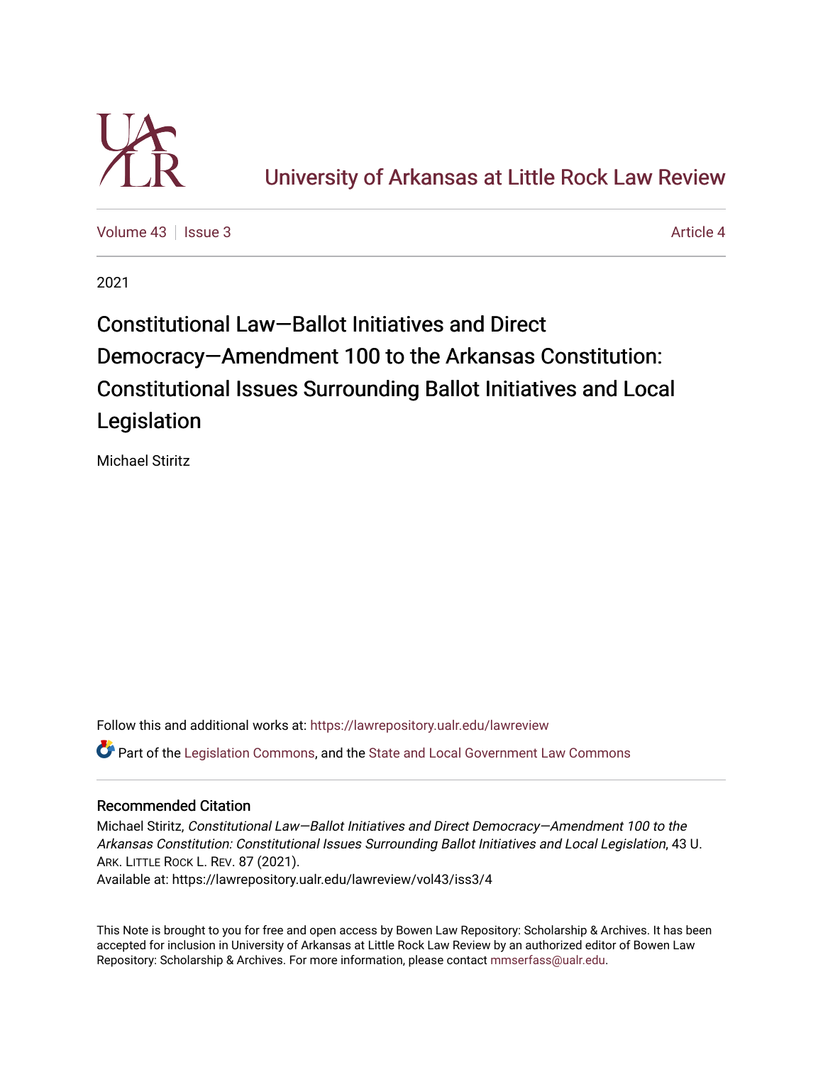# University of Arkansas at Little Rock Law Review

Volume 43 | Issue 3 — Article 4

2021

## Constitutional Law—Ballot Initiatives and Direct Democracy—Amendment 100 to the Arkansas Constitution: Constitutional Issues Surrounding Ballot Initiatives and Local Legislation

Michael Stiritz

Follow this and additional works at: https://lawrepository.ualr.edu/lawreview

Part of the Legislation Commons, and the State and Local Government Law Commons

### Recommended Citation

Michael Stiritz, *Constitutional Law—Ballot Initiatives and Direct Democracy—Amendment 100 to the Arkansas Constitution: Constitutional Issues Surrounding Ballot Initiatives and Local Legislation*, 43 U. ARK. LITTLE ROCK L. REV. 87 (2021).
Available at: https://lawrepository.ualr.edu/lawreview/vol43/iss3/4

This Note is brought to you for free and open access by Bowen Law Repository: Scholarship & Archives. It has been accepted for inclusion in University of Arkansas at Little Rock Law Review by an authorized editor of Bowen Law Repository: Scholarship & Archives. For more information, please contact mmserfass@ualr.edu.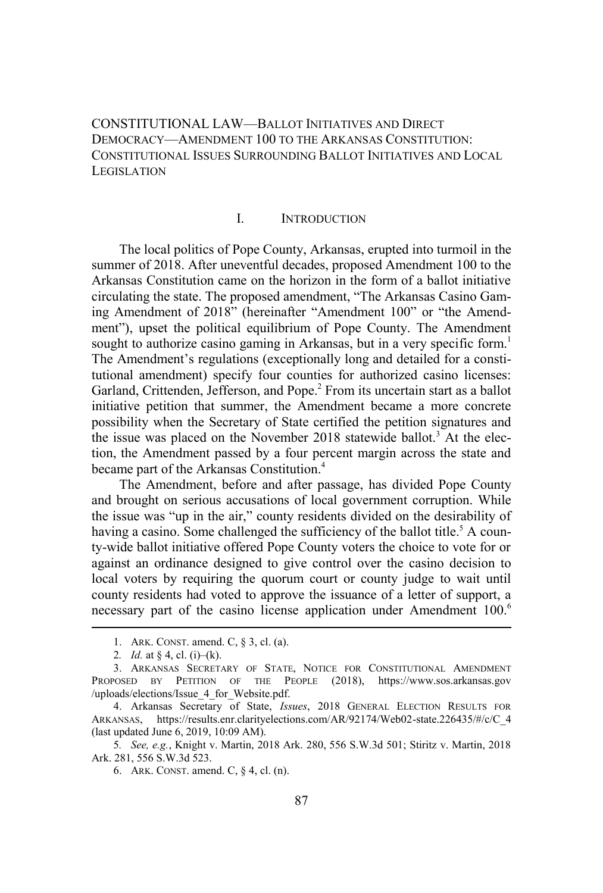# CONSTITUTIONAL LAW—BALLOT INITIATIVES AND DIRECT DEMOCRACY—AMENDMENT 100 TO THE ARKANSAS CONSTITUTION: CONSTITUTIONAL ISSUES SURROUNDING BALLOT INITIATIVES AND LOCAL LEGISLATION

## I. INTRODUCTION

The local politics of Pope County, Arkansas, erupted into turmoil in the summer of 2018. After uneventful decades, proposed Amendment 100 to the Arkansas Constitution came on the horizon in the form of a ballot initiative circulating the state. The proposed amendment, "The Arkansas Casino Gaming Amendment of 2018" (hereinafter "Amendment 100" or "the Amendment"), upset the political equilibrium of Pope County. The Amendment sought to authorize casino gaming in Arkansas, but in a very specific form.[1] The Amendment's regulations (exceptionally long and detailed for a constitutional amendment) specify four counties for authorized casino licenses: Garland, Crittenden, Jefferson, and Pope.[2] From its uncertain start as a ballot initiative petition that summer, the Amendment became a more concrete possibility when the Secretary of State certified the petition signatures and the issue was placed on the November 2018 statewide ballot.[3] At the election, the Amendment passed by a four percent margin across the state and became part of the Arkansas Constitution.[4]

The Amendment, before and after passage, has divided Pope County and brought on serious accusations of local government corruption. While the issue was "up in the air," county residents divided on the desirability of having a casino. Some challenged the sufficiency of the ballot title.[5] A county-wide ballot initiative offered Pope County voters the choice to vote for or against an ordinance designed to give control over the casino decision to local voters by requiring the quorum court or county judge to wait until county residents had voted to approve the issuance of a letter of support, a necessary part of the casino license application under Amendment 100.[6]

---

1. ARK. CONST. amend. C, § 3, cl. (a).

2. *Id.* at § 4, cl. (i)–(k).

3. ARKANSAS SECRETARY OF STATE, NOTICE FOR CONSTITUTIONAL AMENDMENT PROPOSED BY PETITION OF THE PEOPLE (2018), https://www.sos.arkansas.gov/uploads/elections/Issue_4_for_Website.pdf.

4. Arkansas Secretary of State, *Issues*, 2018 GENERAL ELECTION RESULTS FOR ARKANSAS, https://results.enr.clarityelections.com/AR/92174/Web02-state.226435/#/c/C_4 (last updated June 6, 2019, 10:09 AM).

5. *See, e.g.*, Knight v. Martin, 2018 Ark. 280, 556 S.W.3d 501; Stiritz v. Martin, 2018 Ark. 281, 556 S.W.3d 523.

6. ARK. CONST. amend. C, § 4, cl. (n).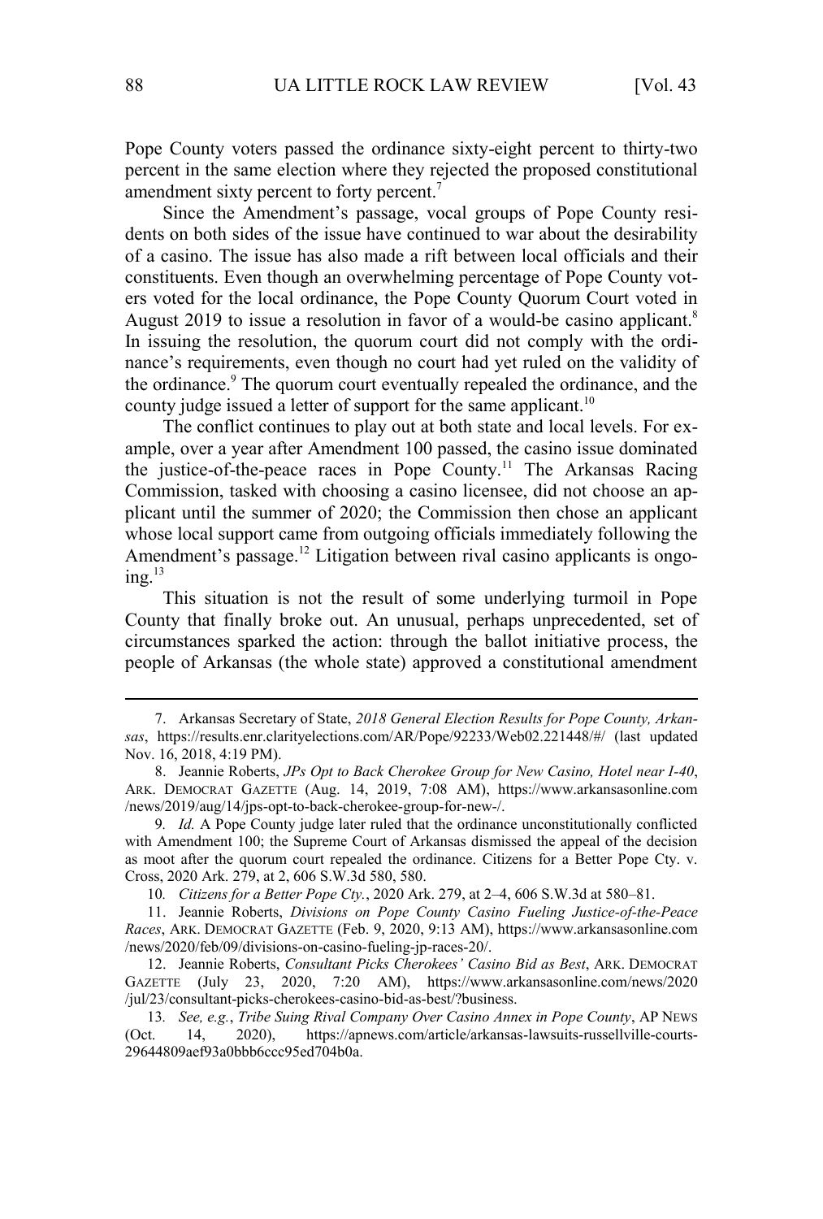Pope County voters passed the ordinance sixty-eight percent to thirty-two percent in the same election where they rejected the proposed constitutional amendment sixty percent to forty percent.[7]

Since the Amendment's passage, vocal groups of Pope County residents on both sides of the issue have continued to war about the desirability of a casino. The issue has also made a rift between local officials and their constituents. Even though an overwhelming percentage of Pope County voters voted for the local ordinance, the Pope County Quorum Court voted in August 2019 to issue a resolution in favor of a would-be casino applicant.[8] In issuing the resolution, the quorum court did not comply with the ordinance's requirements, even though no court had yet ruled on the validity of the ordinance.[9] The quorum court eventually repealed the ordinance, and the county judge issued a letter of support for the same applicant.[10]

The conflict continues to play out at both state and local levels. For example, over a year after Amendment 100 passed, the casino issue dominated the justice-of-the-peace races in Pope County.[11] The Arkansas Racing Commission, tasked with choosing a casino licensee, did not choose an applicant until the summer of 2020; the Commission then chose an applicant whose local support came from outgoing officials immediately following the Amendment's passage.[12] Litigation between rival casino applicants is ongoing.[13]

This situation is not the result of some underlying turmoil in Pope County that finally broke out. An unusual, perhaps unprecedented, set of circumstances sparked the action: through the ballot initiative process, the people of Arkansas (the whole state) approved a constitutional amendment

---

7. Arkansas Secretary of State, *2018 General Election Results for Pope County, Arkansas*, https://results.enr.clarityelections.com/AR/Pope/92233/Web02.221448/#/ (last updated Nov. 16, 2018, 4:19 PM).

8. Jeannie Roberts, *JPs Opt to Back Cherokee Group for New Casino, Hotel near I-40*, ARK. DEMOCRAT GAZETTE (Aug. 14, 2019, 7:08 AM), https://www.arkansasonline.com/news/2019/aug/14/jps-opt-to-back-cherokee-group-for-new-/.

9. *Id.* A Pope County judge later ruled that the ordinance unconstitutionally conflicted with Amendment 100; the Supreme Court of Arkansas dismissed the appeal of the decision as moot after the quorum court repealed the ordinance. Citizens for a Better Pope Cty. v. Cross, 2020 Ark. 279, at 2, 606 S.W.3d 580, 580.

10. *Citizens for a Better Pope Cty.*, 2020 Ark. 279, at 2–4, 606 S.W.3d at 580–81.

11. Jeannie Roberts, *Divisions on Pope County Casino Fueling Justice-of-the-Peace Races*, ARK. DEMOCRAT GAZETTE (Feb. 9, 2020, 9:13 AM), https://www.arkansasonline.com/news/2020/feb/09/divisions-on-casino-fueling-jp-races-20/.

12. Jeannie Roberts, *Consultant Picks Cherokees' Casino Bid as Best*, ARK. DEMOCRAT GAZETTE (July 23, 2020, 7:20 AM), https://www.arkansasonline.com/news/2020/jul/23/consultant-picks-cherokees-casino-bid-as-best/?business.

13. *See, e.g.*, *Tribe Suing Rival Company Over Casino Annex in Pope County*, AP NEWS (Oct. 14, 2020), https://apnews.com/article/arkansas-lawsuits-russellville-courts-29644809aef93a0bbb6ccc95ed704b0a.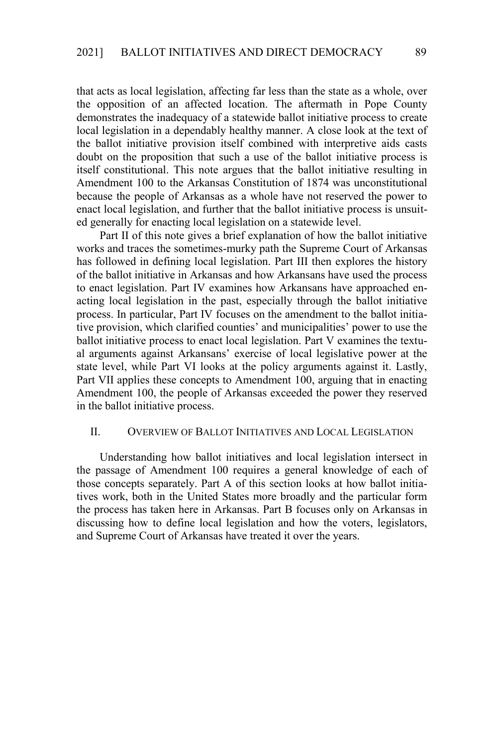that acts as local legislation, affecting far less than the state as a whole, over the opposition of an affected location. The aftermath in Pope County demonstrates the inadequacy of a statewide ballot initiative process to create local legislation in a dependably healthy manner. A close look at the text of the ballot initiative provision itself combined with interpretive aids casts doubt on the proposition that such a use of the ballot initiative process is itself constitutional. This note argues that the ballot initiative resulting in Amendment 100 to the Arkansas Constitution of 1874 was unconstitutional because the people of Arkansas as a whole have not reserved the power to enact local legislation, and further that the ballot initiative process is unsuited generally for enacting local legislation on a statewide level.

Part II of this note gives a brief explanation of how the ballot initiative works and traces the sometimes-murky path the Supreme Court of Arkansas has followed in defining local legislation. Part III then explores the history of the ballot initiative in Arkansas and how Arkansans have used the process to enact legislation. Part IV examines how Arkansans have approached enacting local legislation in the past, especially through the ballot initiative process. In particular, Part IV focuses on the amendment to the ballot initiative provision, which clarified counties' and municipalities' power to use the ballot initiative process to enact local legislation. Part V examines the textual arguments against Arkansans' exercise of local legislative power at the state level, while Part VI looks at the policy arguments against it. Lastly, Part VII applies these concepts to Amendment 100, arguing that in enacting Amendment 100, the people of Arkansas exceeded the power they reserved in the ballot initiative process.

## II. OVERVIEW OF BALLOT INITIATIVES AND LOCAL LEGISLATION

Understanding how ballot initiatives and local legislation intersect in the passage of Amendment 100 requires a general knowledge of each of those concepts separately. Part A of this section looks at how ballot initiatives work, both in the United States more broadly and the particular form the process has taken here in Arkansas. Part B focuses only on Arkansas in discussing how to define local legislation and how the voters, legislators, and Supreme Court of Arkansas have treated it over the years.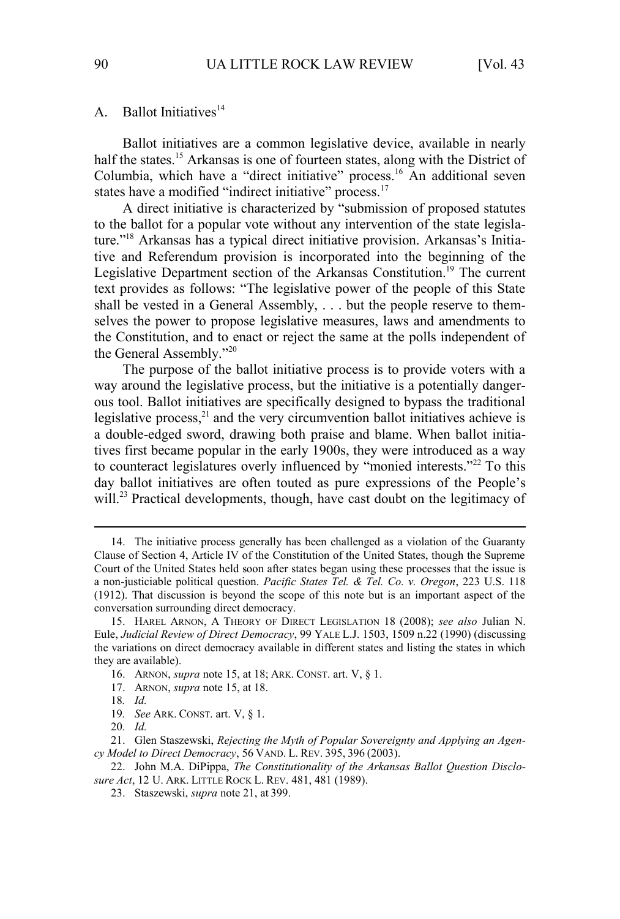## A. Ballot Initiatives[14]

Ballot initiatives are a common legislative device, available in nearly half the states.[15] Arkansas is one of fourteen states, along with the District of Columbia, which have a "direct initiative" process.[16] An additional seven states have a modified "indirect initiative" process.[17]

A direct initiative is characterized by "submission of proposed statutes to the ballot for a popular vote without any intervention of the state legislature."[18] Arkansas has a typical direct initiative provision. Arkansas's Initiative and Referendum provision is incorporated into the beginning of the Legislative Department section of the Arkansas Constitution.[19] The current text provides as follows: "The legislative power of the people of this State shall be vested in a General Assembly, . . . but the people reserve to themselves the power to propose legislative measures, laws and amendments to the Constitution, and to enact or reject the same at the polls independent of the General Assembly."[20]

The purpose of the ballot initiative process is to provide voters with a way around the legislative process, but the initiative is a potentially dangerous tool. Ballot initiatives are specifically designed to bypass the traditional legislative process,[21] and the very circumvention ballot initiatives achieve is a double-edged sword, drawing both praise and blame. When ballot initiatives first became popular in the early 1900s, they were introduced as a way to counteract legislatures overly influenced by "monied interests."[22] To this day ballot initiatives are often touted as pure expressions of the People's will.[23] Practical developments, though, have cast doubt on the legitimacy of

---

14. The initiative process generally has been challenged as a violation of the Guaranty Clause of Section 4, Article IV of the Constitution of the United States, though the Supreme Court of the United States held soon after states began using these processes that the issue is a non-justiciable political question. *Pacific States Tel. & Tel. Co. v. Oregon*, 223 U.S. 118 (1912). That discussion is beyond the scope of this note but is an important aspect of the conversation surrounding direct democracy.

15. HAREL ARNON, A THEORY OF DIRECT LEGISLATION 18 (2008); *see also* Julian N. Eule, *Judicial Review of Direct Democracy*, 99 YALE L.J. 1503, 1509 n.22 (1990) (discussing the variations on direct democracy available in different states and listing the states in which they are available).

16. ARNON, *supra* note 15, at 18; ARK. CONST. art. V, § 1.

17. ARNON, *supra* note 15, at 18.

18. *Id.*

19. *See* ARK. CONST. art. V, § 1.

20. *Id.*

21. Glen Staszewski, *Rejecting the Myth of Popular Sovereignty and Applying an Agency Model to Direct Democracy*, 56 VAND. L. REV. 395, 396 (2003).

22. John M.A. DiPippa, *The Constitutionality of the Arkansas Ballot Question Disclosure Act*, 12 U. ARK. LITTLE ROCK L. REV. 481, 481 (1989).

23. Staszewski, *supra* note 21, at 399.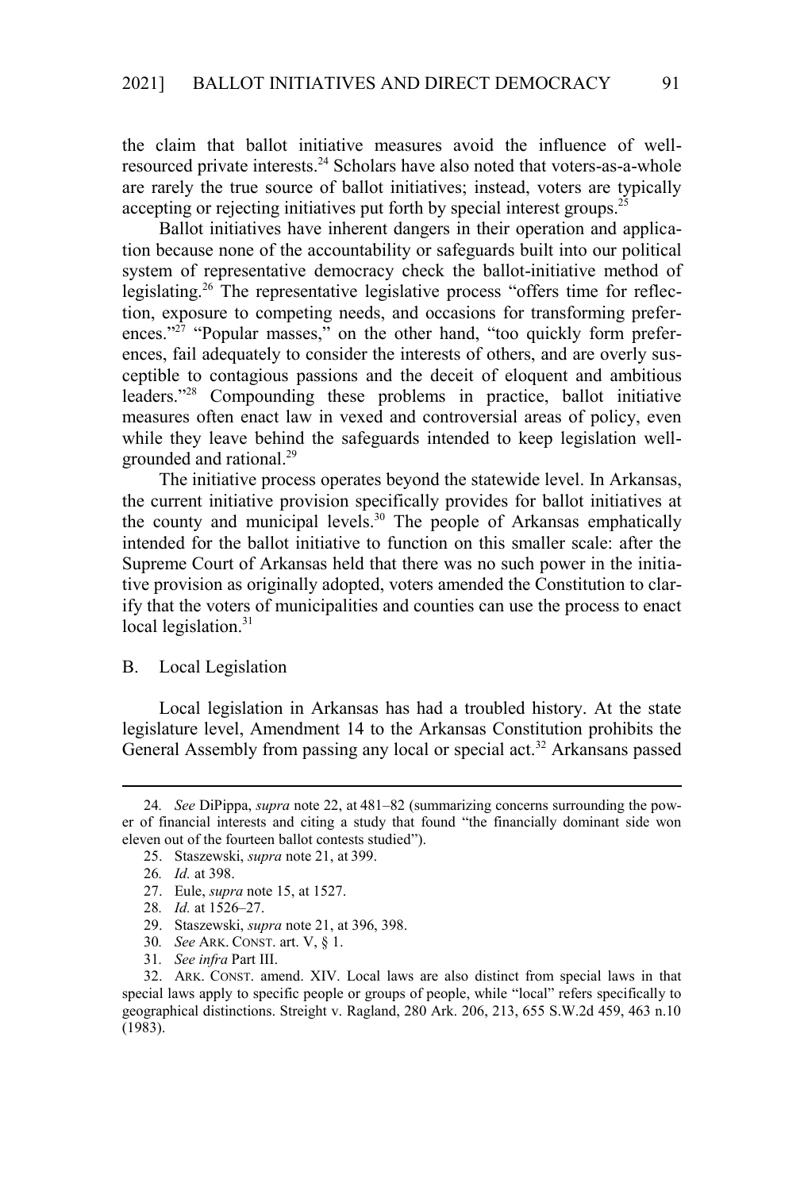the claim that ballot initiative measures avoid the influence of well-resourced private interests.[24] Scholars have also noted that voters-as-a-whole are rarely the true source of ballot initiatives; instead, voters are typically accepting or rejecting initiatives put forth by special interest groups.[25]

Ballot initiatives have inherent dangers in their operation and application because none of the accountability or safeguards built into our political system of representative democracy check the ballot-initiative method of legislating.[26] The representative legislative process "offers time for reflection, exposure to competing needs, and occasions for transforming preferences."[27] "Popular masses," on the other hand, "too quickly form preferences, fail adequately to consider the interests of others, and are overly susceptible to contagious passions and the deceit of eloquent and ambitious leaders."[28] Compounding these problems in practice, ballot initiative measures often enact law in vexed and controversial areas of policy, even while they leave behind the safeguards intended to keep legislation well-grounded and rational.[29]

The initiative process operates beyond the statewide level. In Arkansas, the current initiative provision specifically provides for ballot initiatives at the county and municipal levels.[30] The people of Arkansas emphatically intended for the ballot initiative to function on this smaller scale: after the Supreme Court of Arkansas held that there was no such power in the initiative provision as originally adopted, voters amended the Constitution to clarify that the voters of municipalities and counties can use the process to enact local legislation.[31]

### B. Local Legislation

Local legislation in Arkansas has had a troubled history. At the state legislature level, Amendment 14 to the Arkansas Constitution prohibits the General Assembly from passing any local or special act.[32] Arkansans passed

---

24. *See* DiPippa, *supra* note 22, at 481–82 (summarizing concerns surrounding the power of financial interests and citing a study that found "the financially dominant side won eleven out of the fourteen ballot contests studied").

25. Staszewski, *supra* note 21, at 399.

26. *Id.* at 398.

27. Eule, *supra* note 15, at 1527.

28. *Id.* at 1526–27.

29. Staszewski, *supra* note 21, at 396, 398.

30. *See* ARK. CONST. art. V, § 1.

31. *See infra* Part III.

32. ARK. CONST. amend. XIV. Local laws are also distinct from special laws in that special laws apply to specific people or groups of people, while "local" refers specifically to geographical distinctions. Streight v. Ragland, 280 Ark. 206, 213, 655 S.W.2d 459, 463 n.10 (1983).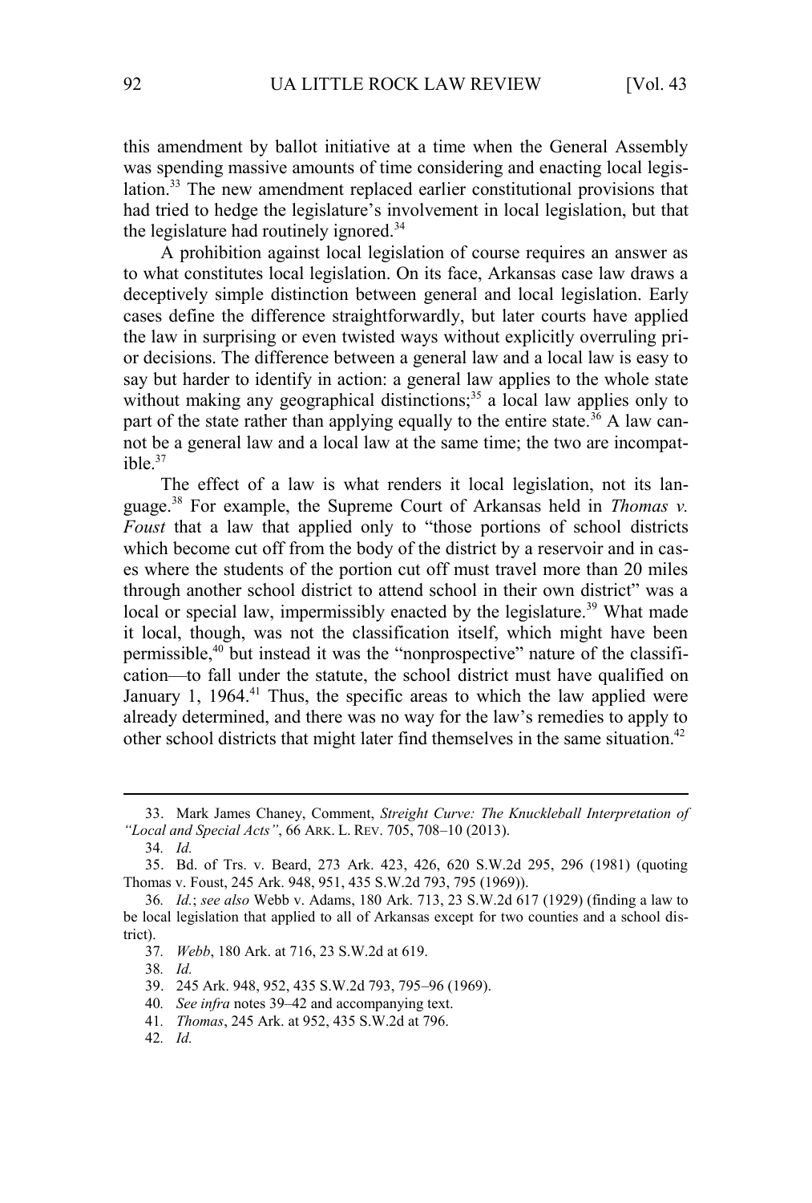this amendment by ballot initiative at a time when the General Assembly was spending massive amounts of time considering and enacting local legislation.[33] The new amendment replaced earlier constitutional provisions that had tried to hedge the legislature's involvement in local legislation, but that the legislature had routinely ignored.[34]

A prohibition against local legislation of course requires an answer as to what constitutes local legislation. On its face, Arkansas case law draws a deceptively simple distinction between general and local legislation. Early cases define the difference straightforwardly, but later courts have applied the law in surprising or even twisted ways without explicitly overruling prior decisions. The difference between a general law and a local law is easy to say but harder to identify in action: a general law applies to the whole state without making any geographical distinctions;[35] a local law applies only to part of the state rather than applying equally to the entire state.[36] A law cannot be a general law and a local law at the same time; the two are incompatible.[37]

The effect of a law is what renders it local legislation, not its language.[38] For example, the Supreme Court of Arkansas held in *Thomas v. Foust* that a law that applied only to "those portions of school districts which become cut off from the body of the district by a reservoir and in cases where the students of the portion cut off must travel more than 20 miles through another school district to attend school in their own district" was a local or special law, impermissibly enacted by the legislature.[39] What made it local, though, was not the classification itself, which might have been permissible,[40] but instead it was the "nonprospective" nature of the classification—to fall under the statute, the school district must have qualified on January 1, 1964.[41] Thus, the specific areas to which the law applied were already determined, and there was no way for the law's remedies to apply to other school districts that might later find themselves in the same situation.[42]

---

33. Mark James Chaney, Comment, *Streight Curve: The Knuckleball Interpretation of "Local and Special Acts"*, 66 ARK. L. REV. 705, 708–10 (2013).

34. *Id.*

35. Bd. of Trs. v. Beard, 273 Ark. 423, 426, 620 S.W.2d 295, 296 (1981) (quoting Thomas v. Foust, 245 Ark. 948, 951, 435 S.W.2d 793, 795 (1969)).

36. *Id.*; *see also* Webb v. Adams, 180 Ark. 713, 23 S.W.2d 617 (1929) (finding a law to be local legislation that applied to all of Arkansas except for two counties and a school district).

37. *Webb*, 180 Ark. at 716, 23 S.W.2d at 619.

38. *Id.*

39. 245 Ark. 948, 952, 435 S.W.2d 793, 795–96 (1969).

40. *See infra* notes 39–42 and accompanying text.

41. *Thomas*, 245 Ark. at 952, 435 S.W.2d at 796.

42. *Id.*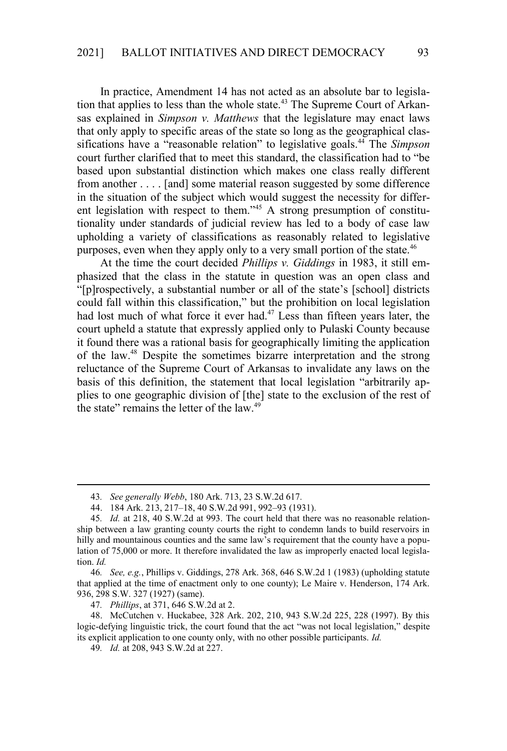In practice, Amendment 14 has not acted as an absolute bar to legislation that applies to less than the whole state.[43] The Supreme Court of Arkansas explained in *Simpson v. Matthews* that the legislature may enact laws that only apply to specific areas of the state so long as the geographical classifications have a "reasonable relation" to legislative goals.[44] The *Simpson* court further clarified that to meet this standard, the classification had to "be based upon substantial distinction which makes one class really different from another . . . . [and] some material reason suggested by some difference in the situation of the subject which would suggest the necessity for different legislation with respect to them."[45] A strong presumption of constitutionality under standards of judicial review has led to a body of case law upholding a variety of classifications as reasonably related to legislative purposes, even when they apply only to a very small portion of the state.[46]

At the time the court decided *Phillips v. Giddings* in 1983, it still emphasized that the class in the statute in question was an open class and "[p]rospectively, a substantial number or all of the state's [school] districts could fall within this classification," but the prohibition on local legislation had lost much of what force it ever had.[47] Less than fifteen years later, the court upheld a statute that expressly applied only to Pulaski County because it found there was a rational basis for geographically limiting the application of the law.[48] Despite the sometimes bizarre interpretation and the strong reluctance of the Supreme Court of Arkansas to invalidate any laws on the basis of this definition, the statement that local legislation "arbitrarily applies to one geographic division of [the] state to the exclusion of the rest of the state" remains the letter of the law.[49]

---

43. *See generally Webb*, 180 Ark. 713, 23 S.W.2d 617.

44. 184 Ark. 213, 217–18, 40 S.W.2d 991, 992–93 (1931).

45. *Id.* at 218, 40 S.W.2d at 993. The court held that there was no reasonable relationship between a law granting county courts the right to condemn lands to build reservoirs in hilly and mountainous counties and the same law's requirement that the county have a population of 75,000 or more. It therefore invalidated the law as improperly enacted local legislation. *Id.*

46. *See, e.g.*, Phillips v. Giddings, 278 Ark. 368, 646 S.W.2d 1 (1983) (upholding statute that applied at the time of enactment only to one county); Le Maire v. Henderson, 174 Ark. 936, 298 S.W. 327 (1927) (same).

47. *Phillips*, at 371, 646 S.W.2d at 2.

48. McCutchen v. Huckabee, 328 Ark. 202, 210, 943 S.W.2d 225, 228 (1997). By this logic-defying linguistic trick, the court found that the act "was not local legislation," despite its explicit application to one county only, with no other possible participants. *Id.*

49. *Id.* at 208, 943 S.W.2d at 227.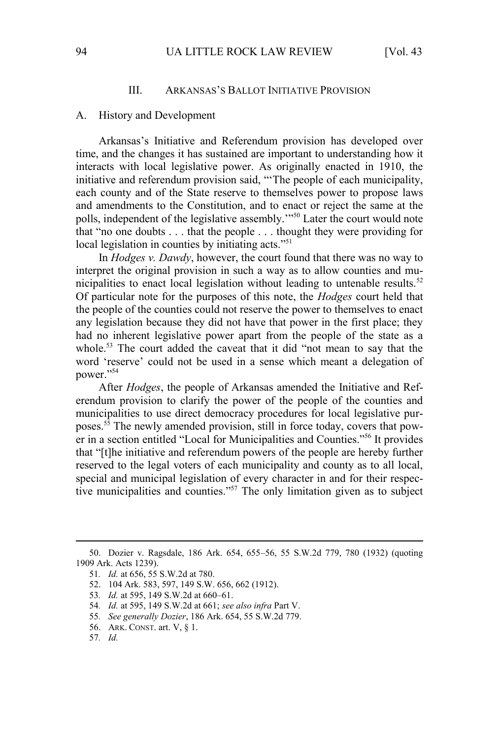## III. ARKANSAS'S BALLOT INITIATIVE PROVISION

### A. History and Development

Arkansas's Initiative and Referendum provision has developed over time, and the changes it has sustained are important to understanding how it interacts with local legislative power. As originally enacted in 1910, the initiative and referendum provision said, "'The people of each municipality, each county and of the State reserve to themselves power to propose laws and amendments to the Constitution, and to enact or reject the same at the polls, independent of the legislative assembly.'"[50] Later the court would note that "no one doubts . . . that the people . . . thought they were providing for local legislation in counties by initiating acts."[51]

In *Hodges v. Dawdy*, however, the court found that there was no way to interpret the original provision in such a way as to allow counties and municipalities to enact local legislation without leading to untenable results.[52] Of particular note for the purposes of this note, the *Hodges* court held that the people of the counties could not reserve the power to themselves to enact any legislation because they did not have that power in the first place; they had no inherent legislative power apart from the people of the state as a whole.[53] The court added the caveat that it did "not mean to say that the word 'reserve' could not be used in a sense which meant a delegation of power."[54]

After *Hodges*, the people of Arkansas amended the Initiative and Referendum provision to clarify the power of the people of the counties and municipalities to use direct democracy procedures for local legislative purposes.[55] The newly amended provision, still in force today, covers that power in a section entitled "Local for Municipalities and Counties."[56] It provides that "[t]he initiative and referendum powers of the people are hereby further reserved to the legal voters of each municipality and county as to all local, special and municipal legislation of every character in and for their respective municipalities and counties."[57] The only limitation given as to subject

---

50. Dozier v. Ragsdale, 186 Ark. 654, 655–56, 55 S.W.2d 779, 780 (1932) (quoting 1909 Ark. Acts 1239).

51. *Id.* at 656, 55 S.W.2d at 780.

52. 104 Ark. 583, 597, 149 S.W. 656, 662 (1912).

53. *Id.* at 595, 149 S.W.2d at 660–61.

54. *Id.* at 595, 149 S.W.2d at 661; *see also infra* Part V.

55. *See generally Dozier*, 186 Ark. 654, 55 S.W.2d 779.

56. ARK. CONST. art. V, § 1.

57. *Id.*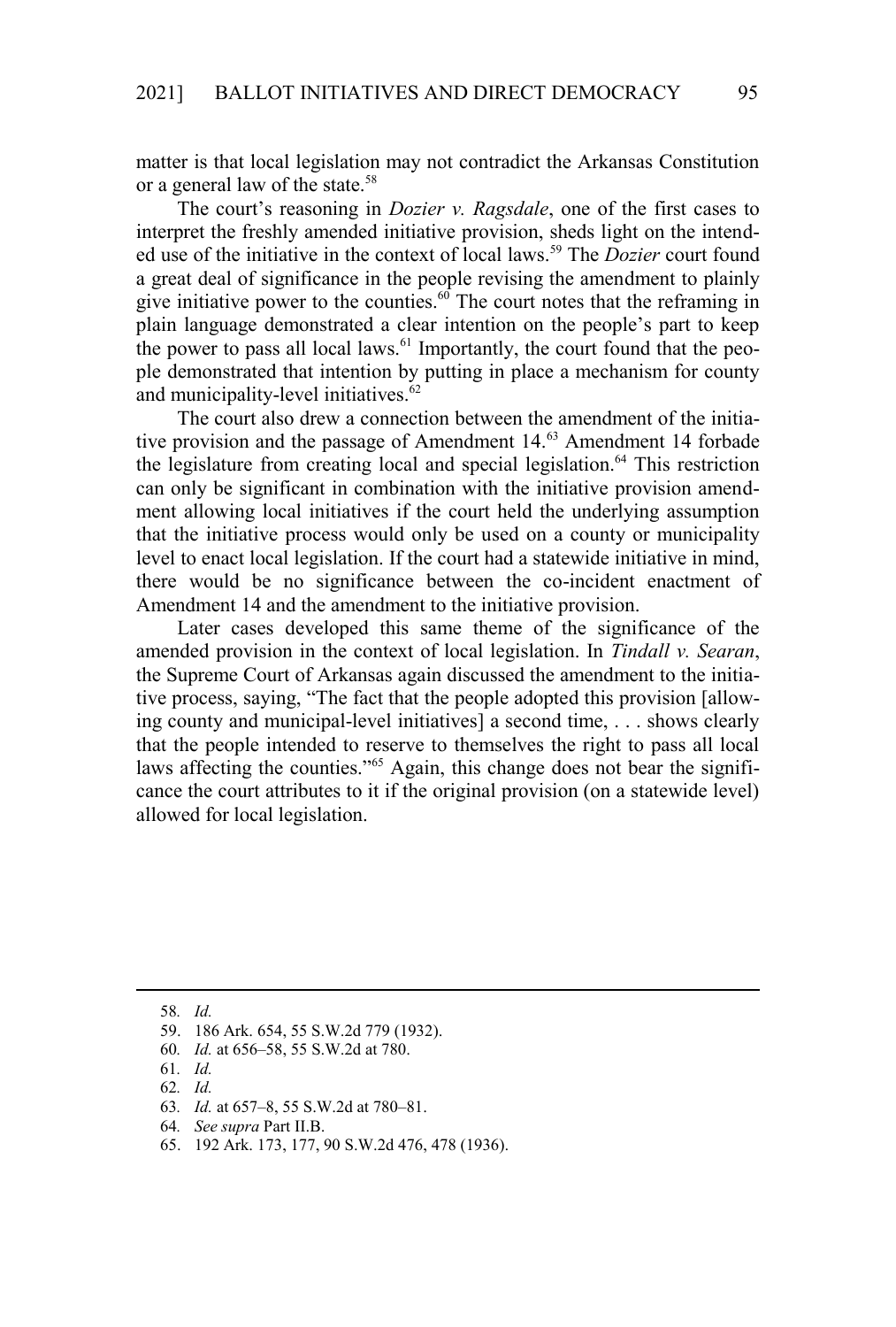matter is that local legislation may not contradict the Arkansas Constitution or a general law of the state.[58]

The court's reasoning in *Dozier v. Ragsdale*, one of the first cases to interpret the freshly amended initiative provision, sheds light on the intended use of the initiative in the context of local laws.[59] The *Dozier* court found a great deal of significance in the people revising the amendment to plainly give initiative power to the counties.[60] The court notes that the reframing in plain language demonstrated a clear intention on the people's part to keep the power to pass all local laws.[61] Importantly, the court found that the people demonstrated that intention by putting in place a mechanism for county and municipality-level initiatives.[62]

The court also drew a connection between the amendment of the initiative provision and the passage of Amendment 14.[63] Amendment 14 forbade the legislature from creating local and special legislation.[64] This restriction can only be significant in combination with the initiative provision amendment allowing local initiatives if the court held the underlying assumption that the initiative process would only be used on a county or municipality level to enact local legislation. If the court had a statewide initiative in mind, there would be no significance between the co-incident enactment of Amendment 14 and the amendment to the initiative provision.

Later cases developed this same theme of the significance of the amended provision in the context of local legislation. In *Tindall v. Searan*, the Supreme Court of Arkansas again discussed the amendment to the initiative process, saying, "The fact that the people adopted this provision [allowing county and municipal-level initiatives] a second time, . . . shows clearly that the people intended to reserve to themselves the right to pass all local laws affecting the counties."[65] Again, this change does not bear the significance the court attributes to it if the original provision (on a statewide level) allowed for local legislation.

---

58. *Id.*
59. 186 Ark. 654, 55 S.W.2d 779 (1932).
60. *Id.* at 656–58, 55 S.W.2d at 780.
61. *Id.*
62. *Id.*
63. *Id.* at 657–8, 55 S.W.2d at 780–81.
64. *See supra* Part II.B.
65. 192 Ark. 173, 177, 90 S.W.2d 476, 478 (1936).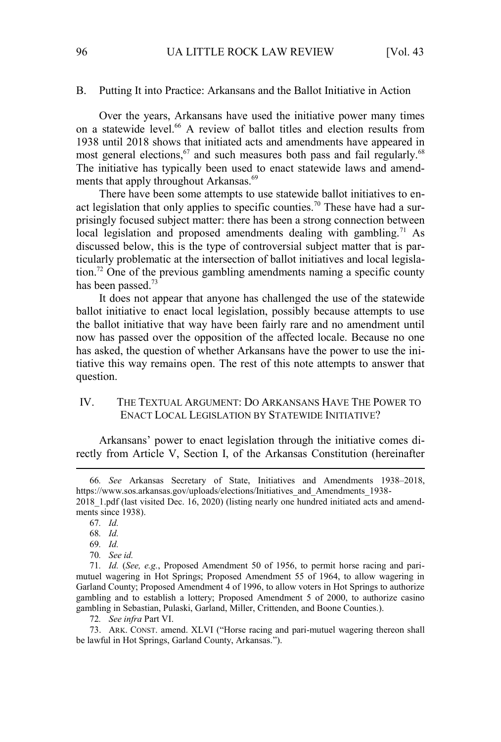## B. Putting It into Practice: Arkansans and the Ballot Initiative in Action

Over the years, Arkansans have used the initiative power many times on a statewide level.[66] A review of ballot titles and election results from 1938 until 2018 shows that initiated acts and amendments have appeared in most general elections,[67] and such measures both pass and fail regularly.[68] The initiative has typically been used to enact statewide laws and amendments that apply throughout Arkansas.[69]

There have been some attempts to use statewide ballot initiatives to enact legislation that only applies to specific counties.[70] These have had a surprisingly focused subject matter: there has been a strong connection between local legislation and proposed amendments dealing with gambling.[71] As discussed below, this is the type of controversial subject matter that is particularly problematic at the intersection of ballot initiatives and local legislation.[72] One of the previous gambling amendments naming a specific county has been passed.[73]

It does not appear that anyone has challenged the use of the statewide ballot initiative to enact local legislation, possibly because attempts to use the ballot initiative that way have been fairly rare and no amendment until now has passed over the opposition of the affected locale. Because no one has asked, the question of whether Arkansans have the power to use the initiative this way remains open. The rest of this note attempts to answer that question.

# IV. THE TEXTUAL ARGUMENT: DO ARKANSANS HAVE THE POWER TO ENACT LOCAL LEGISLATION BY STATEWIDE INITIATIVE?

Arkansans' power to enact legislation through the initiative comes directly from Article V, Section I, of the Arkansas Constitution (hereinafter

---

66. *See* Arkansas Secretary of State, Initiatives and Amendments 1938–2018, https://www.sos.arkansas.gov/uploads/elections/Initiatives_and_Amendments_1938-2018_1.pdf (last visited Dec. 16, 2020) (listing nearly one hundred initiated acts and amendments since 1938).

67. *Id.*

68. *Id.*

69. *Id.*

70. *See id.*

71. *Id.* (*See, e.g.*, Proposed Amendment 50 of 1956, to permit horse racing and pari-mutuel wagering in Hot Springs; Proposed Amendment 55 of 1964, to allow wagering in Garland County; Proposed Amendment 4 of 1996, to allow voters in Hot Springs to authorize gambling and to establish a lottery; Proposed Amendment 5 of 2000, to authorize casino gambling in Sebastian, Pulaski, Garland, Miller, Crittenden, and Boone Counties.).

72. *See infra* Part VI.

73. ARK. CONST. amend. XLVI ("Horse racing and pari-mutuel wagering thereon shall be lawful in Hot Springs, Garland County, Arkansas.").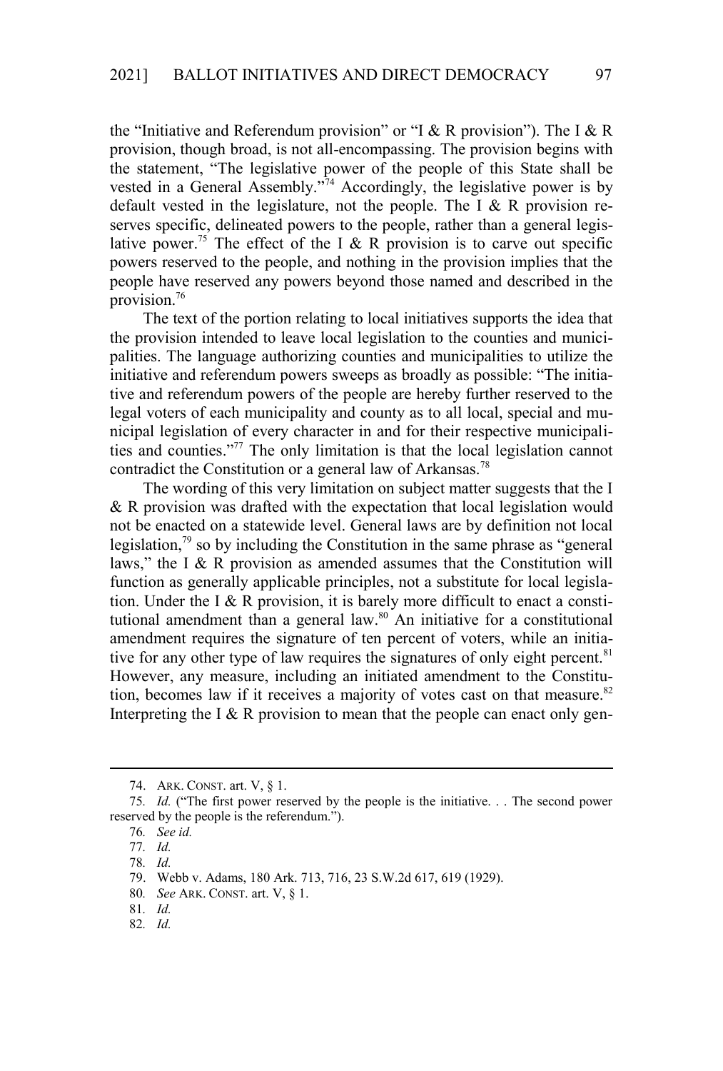the "Initiative and Referendum provision" or "I & R provision"). The I & R provision, though broad, is not all-encompassing. The provision begins with the statement, "The legislative power of the people of this State shall be vested in a General Assembly."[74] Accordingly, the legislative power is by default vested in the legislature, not the people. The I & R provision reserves specific, delineated powers to the people, rather than a general legislative power.[75] The effect of the I & R provision is to carve out specific powers reserved to the people, and nothing in the provision implies that the people have reserved any powers beyond those named and described in the provision.[76]

The text of the portion relating to local initiatives supports the idea that the provision intended to leave local legislation to the counties and municipalities. The language authorizing counties and municipalities to utilize the initiative and referendum powers sweeps as broadly as possible: "The initiative and referendum powers of the people are hereby further reserved to the legal voters of each municipality and county as to all local, special and municipal legislation of every character in and for their respective municipalities and counties."[77] The only limitation is that the local legislation cannot contradict the Constitution or a general law of Arkansas.[78]

The wording of this very limitation on subject matter suggests that the I & R provision was drafted with the expectation that local legislation would not be enacted on a statewide level. General laws are by definition not local legislation,[79] so by including the Constitution in the same phrase as "general laws," the I & R provision as amended assumes that the Constitution will function as generally applicable principles, not a substitute for local legislation. Under the I & R provision, it is barely more difficult to enact a constitutional amendment than a general law.[80] An initiative for a constitutional amendment requires the signature of ten percent of voters, while an initiative for any other type of law requires the signatures of only eight percent.[81] However, any measure, including an initiated amendment to the Constitution, becomes law if it receives a majority of votes cast on that measure.[82] Interpreting the I & R provision to mean that the people can enact only gen-

---

74. ARK. CONST. art. V, § 1.

75. *Id.* ("The first power reserved by the people is the initiative. . . The second power reserved by the people is the referendum.").

76. *See id.*

77. *Id.*

78. *Id.*

79. Webb v. Adams, 180 Ark. 713, 716, 23 S.W.2d 617, 619 (1929).

80. *See* ARK. CONST. art. V, § 1.

81. *Id.*

82. *Id.*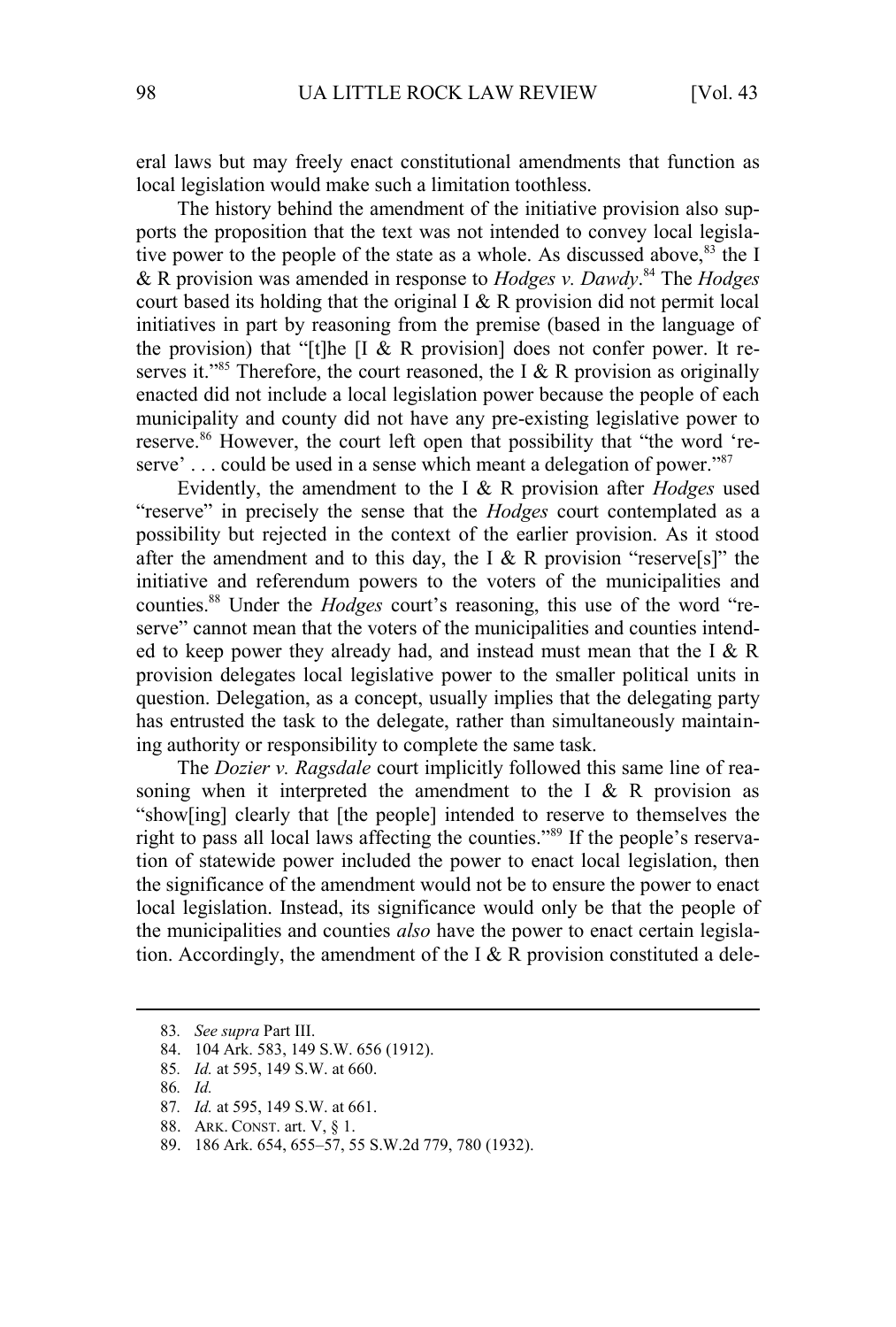eral laws but may freely enact constitutional amendments that function as local legislation would make such a limitation toothless.

The history behind the amendment of the initiative provision also supports the proposition that the text was not intended to convey local legislative power to the people of the state as a whole. As discussed above,[83] the I & R provision was amended in response to *Hodges v. Dawdy*.[84] The *Hodges* court based its holding that the original I & R provision did not permit local initiatives in part by reasoning from the premise (based in the language of the provision) that "[t]he [I & R provision] does not confer power. It reserves it."[85] Therefore, the court reasoned, the I & R provision as originally enacted did not include a local legislation power because the people of each municipality and county did not have any pre-existing legislative power to reserve.[86] However, the court left open that possibility that "the word 'reserve' . . . could be used in a sense which meant a delegation of power."[87]

Evidently, the amendment to the I & R provision after *Hodges* used "reserve" in precisely the sense that the *Hodges* court contemplated as a possibility but rejected in the context of the earlier provision. As it stood after the amendment and to this day, the I & R provision "reserve[s]" the initiative and referendum powers to the voters of the municipalities and counties.[88] Under the *Hodges* court's reasoning, this use of the word "reserve" cannot mean that the voters of the municipalities and counties intended to keep power they already had, and instead must mean that the I & R provision delegates local legislative power to the smaller political units in question. Delegation, as a concept, usually implies that the delegating party has entrusted the task to the delegate, rather than simultaneously maintaining authority or responsibility to complete the same task.

The *Dozier v. Ragsdale* court implicitly followed this same line of reasoning when it interpreted the amendment to the I & R provision as "show[ing] clearly that [the people] intended to reserve to themselves the right to pass all local laws affecting the counties."[89] If the people's reservation of statewide power included the power to enact local legislation, then the significance of the amendment would not be to ensure the power to enact local legislation. Instead, its significance would only be that the people of the municipalities and counties *also* have the power to enact certain legislation. Accordingly, the amendment of the I & R provision constituted a dele-

---

83. *See supra* Part III.

84. 104 Ark. 583, 149 S.W. 656 (1912).

85. *Id.* at 595, 149 S.W. at 660.

86. *Id.*

87. *Id.* at 595, 149 S.W. at 661.

88. ARK. CONST. art. V, § 1.

89. 186 Ark. 654, 655–57, 55 S.W.2d 779, 780 (1932).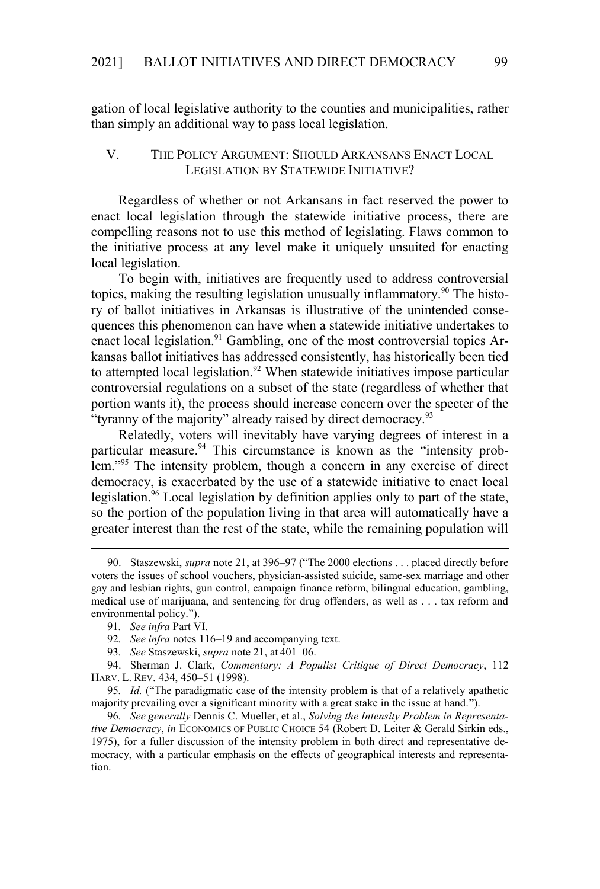gation of local legislative authority to the counties and municipalities, rather than simply an additional way to pass local legislation.

## V. THE POLICY ARGUMENT: SHOULD ARKANSANS ENACT LOCAL LEGISLATION BY STATEWIDE INITIATIVE?

Regardless of whether or not Arkansans in fact reserved the power to enact local legislation through the statewide initiative process, there are compelling reasons not to use this method of legislating. Flaws common to the initiative process at any level make it uniquely unsuited for enacting local legislation.

To begin with, initiatives are frequently used to address controversial topics, making the resulting legislation unusually inflammatory.[90] The history of ballot initiatives in Arkansas is illustrative of the unintended consequences this phenomenon can have when a statewide initiative undertakes to enact local legislation.[91] Gambling, one of the most controversial topics Arkansas ballot initiatives has addressed consistently, has historically been tied to attempted local legislation.[92] When statewide initiatives impose particular controversial regulations on a subset of the state (regardless of whether that portion wants it), the process should increase concern over the specter of the "tyranny of the majority" already raised by direct democracy.[93]

Relatedly, voters will inevitably have varying degrees of interest in a particular measure.[94] This circumstance is known as the "intensity problem."[95] The intensity problem, though a concern in any exercise of direct democracy, is exacerbated by the use of a statewide initiative to enact local legislation.[96] Local legislation by definition applies only to part of the state, so the portion of the population living in that area will automatically have a greater interest than the rest of the state, while the remaining population will

---

90. Staszewski, *supra* note 21, at 396–97 ("The 2000 elections . . . placed directly before voters the issues of school vouchers, physician-assisted suicide, same-sex marriage and other gay and lesbian rights, gun control, campaign finance reform, bilingual education, gambling, medical use of marijuana, and sentencing for drug offenders, as well as . . . tax reform and environmental policy.").

91. *See infra* Part VI.

92. *See infra* notes 116–19 and accompanying text.

93. *See* Staszewski, *supra* note 21, at 401–06.

94. Sherman J. Clark, *Commentary: A Populist Critique of Direct Democracy*, 112 HARV. L. REV. 434, 450–51 (1998).

95. *Id.* ("The paradigmatic case of the intensity problem is that of a relatively apathetic majority prevailing over a significant minority with a great stake in the issue at hand.").

96. *See generally* Dennis C. Mueller, et al., *Solving the Intensity Problem in Representative Democracy*, *in* ECONOMICS OF PUBLIC CHOICE 54 (Robert D. Leiter & Gerald Sirkin eds., 1975), for a fuller discussion of the intensity problem in both direct and representative democracy, with a particular emphasis on the effects of geographical interests and representation.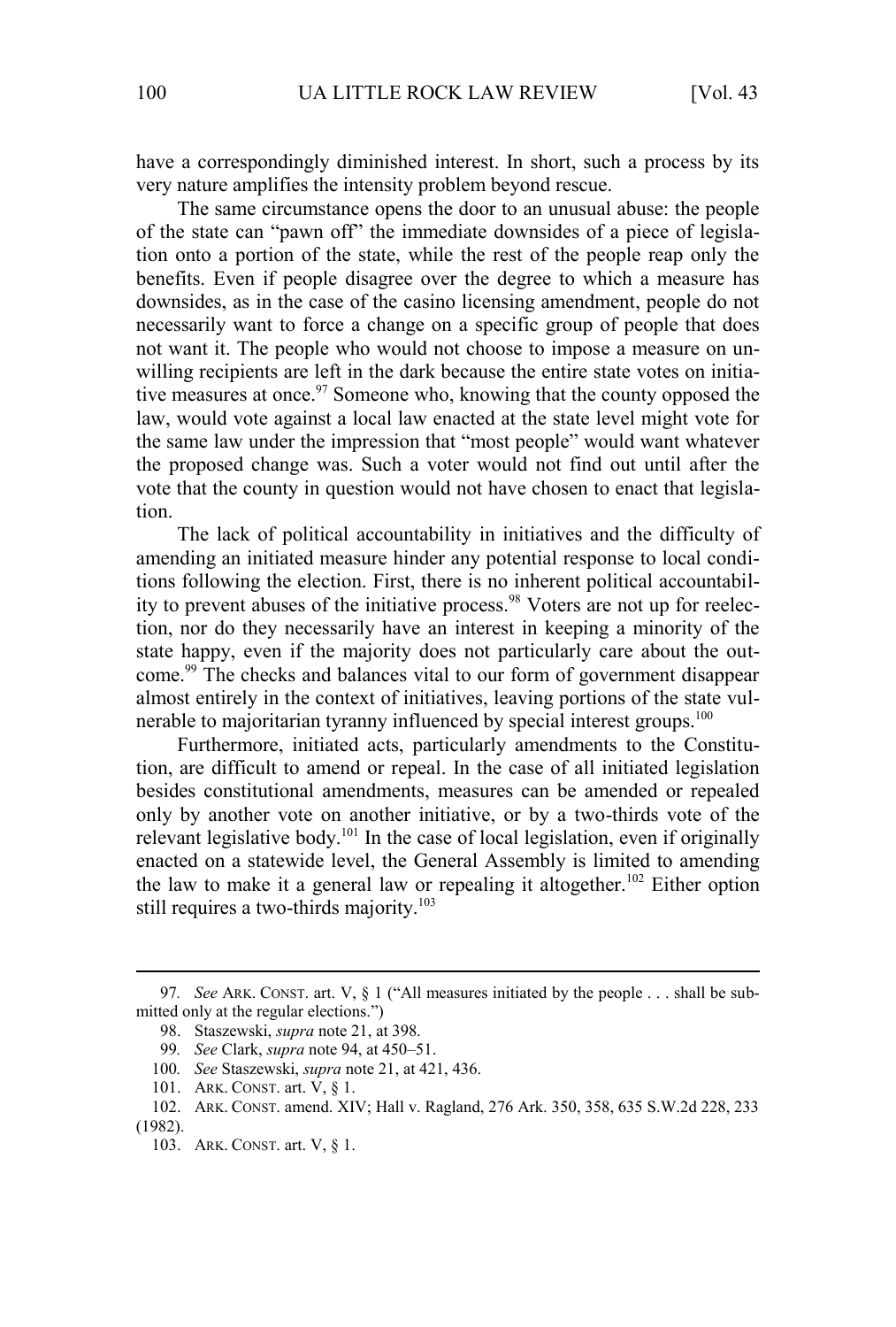have a correspondingly diminished interest. In short, such a process by its very nature amplifies the intensity problem beyond rescue.

The same circumstance opens the door to an unusual abuse: the people of the state can "pawn off" the immediate downsides of a piece of legislation onto a portion of the state, while the rest of the people reap only the benefits. Even if people disagree over the degree to which a measure has downsides, as in the case of the casino licensing amendment, people do not necessarily want to force a change on a specific group of people that does not want it. The people who would not choose to impose a measure on unwilling recipients are left in the dark because the entire state votes on initiative measures at once.[97] Someone who, knowing that the county opposed the law, would vote against a local law enacted at the state level might vote for the same law under the impression that "most people" would want whatever the proposed change was. Such a voter would not find out until after the vote that the county in question would not have chosen to enact that legislation.

The lack of political accountability in initiatives and the difficulty of amending an initiated measure hinder any potential response to local conditions following the election. First, there is no inherent political accountability to prevent abuses of the initiative process.[98] Voters are not up for reelection, nor do they necessarily have an interest in keeping a minority of the state happy, even if the majority does not particularly care about the outcome.[99] The checks and balances vital to our form of government disappear almost entirely in the context of initiatives, leaving portions of the state vulnerable to majoritarian tyranny influenced by special interest groups.[100]

Furthermore, initiated acts, particularly amendments to the Constitution, are difficult to amend or repeal. In the case of all initiated legislation besides constitutional amendments, measures can be amended or repealed only by another vote on another initiative, or by a two-thirds vote of the relevant legislative body.[101] In the case of local legislation, even if originally enacted on a statewide level, the General Assembly is limited to amending the law to make it a general law or repealing it altogether.[102] Either option still requires a two-thirds majority.[103]

---

97. *See* ARK. CONST. art. V, § 1 ("All measures initiated by the people . . . shall be submitted only at the regular elections.")

98. Staszewski, *supra* note 21, at 398.

99. *See* Clark, *supra* note 94, at 450–51.

100. *See* Staszewski, *supra* note 21, at 421, 436.

101. ARK. CONST. art. V, § 1.

102. ARK. CONST. amend. XIV; Hall v. Ragland, 276 Ark. 350, 358, 635 S.W.2d 228, 233 (1982).

103. ARK. CONST. art. V, § 1.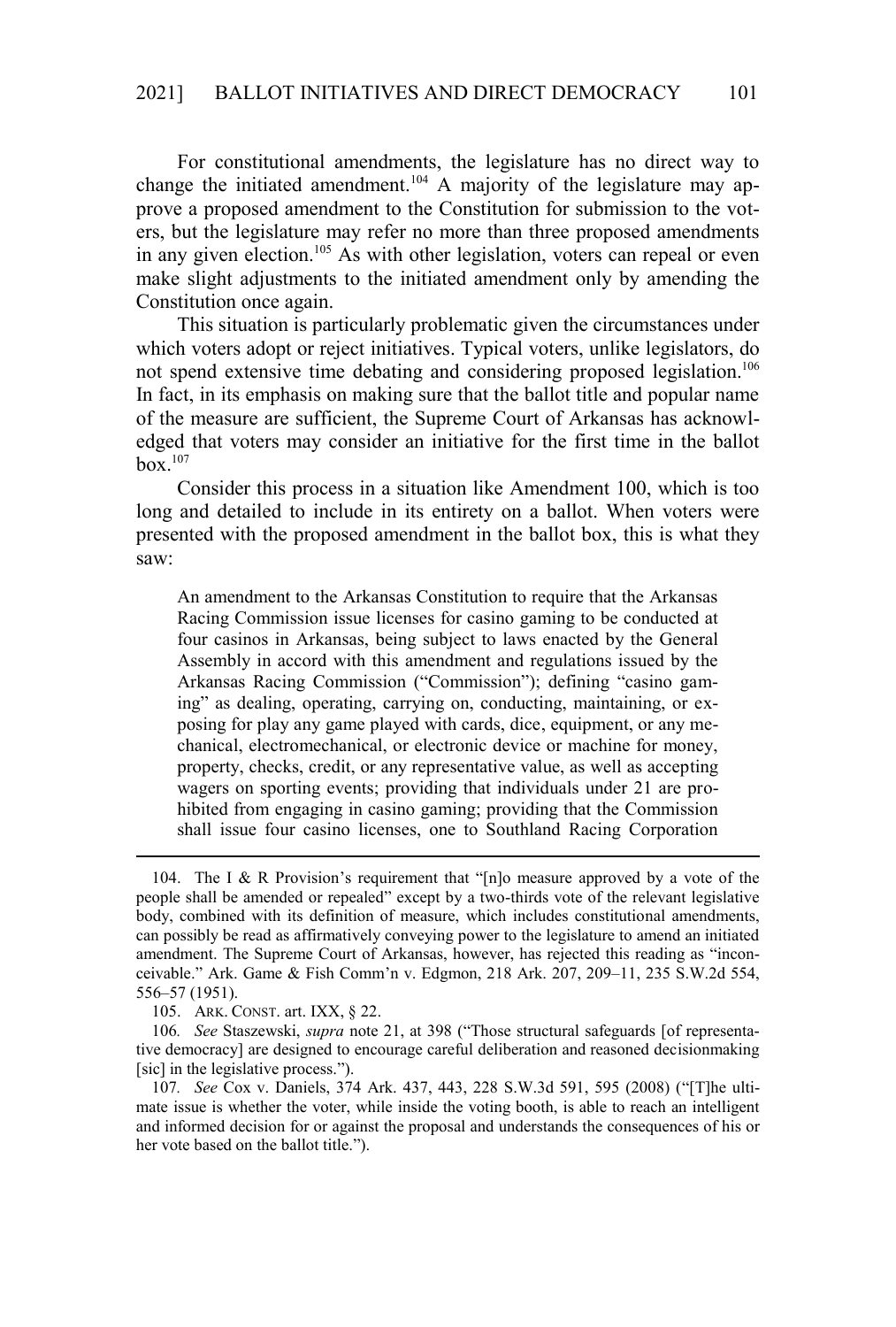For constitutional amendments, the legislature has no direct way to change the initiated amendment.[104] A majority of the legislature may approve a proposed amendment to the Constitution for submission to the voters, but the legislature may refer no more than three proposed amendments in any given election.[105] As with other legislation, voters can repeal or even make slight adjustments to the initiated amendment only by amending the Constitution once again.

This situation is particularly problematic given the circumstances under which voters adopt or reject initiatives. Typical voters, unlike legislators, do not spend extensive time debating and considering proposed legislation.[106] In fact, in its emphasis on making sure that the ballot title and popular name of the measure are sufficient, the Supreme Court of Arkansas has acknowledged that voters may consider an initiative for the first time in the ballot box.[107]

Consider this process in a situation like Amendment 100, which is too long and detailed to include in its entirety on a ballot. When voters were presented with the proposed amendment in the ballot box, this is what they saw:

> An amendment to the Arkansas Constitution to require that the Arkansas Racing Commission issue licenses for casino gaming to be conducted at four casinos in Arkansas, being subject to laws enacted by the General Assembly in accord with this amendment and regulations issued by the Arkansas Racing Commission ("Commission"); defining "casino gaming" as dealing, operating, carrying on, conducting, maintaining, or exposing for play any game played with cards, dice, equipment, or any mechanical, electromechanical, or electronic device or machine for money, property, checks, credit, or any representative value, as well as accepting wagers on sporting events; providing that individuals under 21 are prohibited from engaging in casino gaming; providing that the Commission shall issue four casino licenses, one to Southland Racing Corporation

---

104. The I & R Provision's requirement that "[n]o measure approved by a vote of the people shall be amended or repealed" except by a two-thirds vote of the relevant legislative body, combined with its definition of measure, which includes constitutional amendments, can possibly be read as affirmatively conveying power to the legislature to amend an initiated amendment. The Supreme Court of Arkansas, however, has rejected this reading as "inconceivable." Ark. Game & Fish Comm'n v. Edgmon, 218 Ark. 207, 209–11, 235 S.W.2d 554, 556–57 (1951).

105. ARK. CONST. art. IXX, § 22.

106. *See* Staszewski, *supra* note 21, at 398 ("Those structural safeguards [of representative democracy] are designed to encourage careful deliberation and reasoned decisionmaking [sic] in the legislative process.").

107. *See* Cox v. Daniels, 374 Ark. 437, 443, 228 S.W.3d 591, 595 (2008) ("[T]he ultimate issue is whether the voter, while inside the voting booth, is able to reach an intelligent and informed decision for or against the proposal and understands the consequences of his or her vote based on the ballot title.").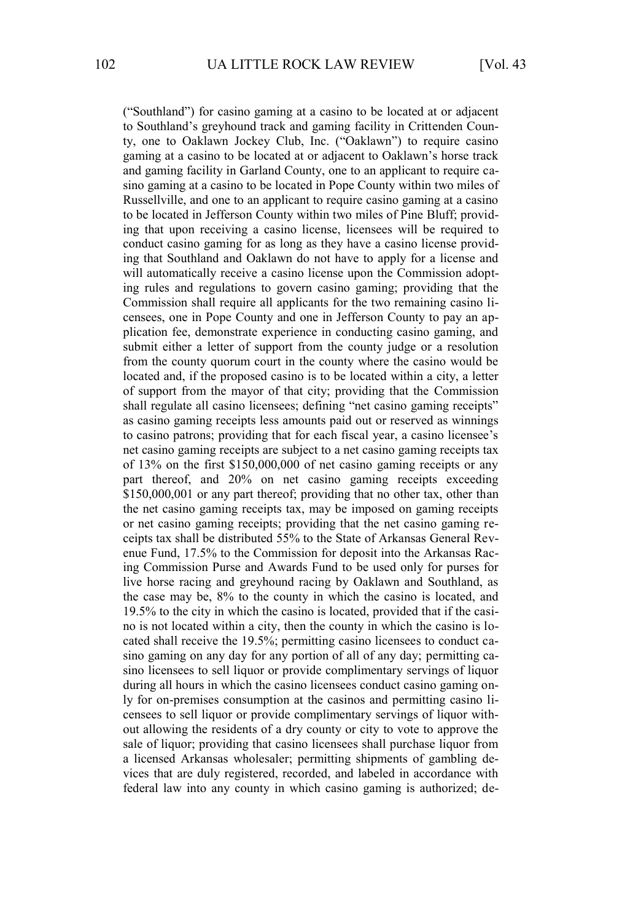("Southland") for casino gaming at a casino to be located at or adjacent to Southland's greyhound track and gaming facility in Crittenden County, one to Oaklawn Jockey Club, Inc. ("Oaklawn") to require casino gaming at a casino to be located at or adjacent to Oaklawn's horse track and gaming facility in Garland County, one to an applicant to require casino gaming at a casino to be located in Pope County within two miles of Russellville, and one to an applicant to require casino gaming at a casino to be located in Jefferson County within two miles of Pine Bluff; providing that upon receiving a casino license, licensees will be required to conduct casino gaming for as long as they have a casino license providing that Southland and Oaklawn do not have to apply for a license and will automatically receive a casino license upon the Commission adopting rules and regulations to govern casino gaming; providing that the Commission shall require all applicants for the two remaining casino licensees, one in Pope County and one in Jefferson County to pay an application fee, demonstrate experience in conducting casino gaming, and submit either a letter of support from the county judge or a resolution from the county quorum court in the county where the casino would be located and, if the proposed casino is to be located within a city, a letter of support from the mayor of that city; providing that the Commission shall regulate all casino licensees; defining "net casino gaming receipts" as casino gaming receipts less amounts paid out or reserved as winnings to casino patrons; providing that for each fiscal year, a casino licensee's net casino gaming receipts are subject to a net casino gaming receipts tax of 13% on the first $150,000,000 of net casino gaming receipts or any part thereof, and 20% on net casino gaming receipts exceeding $150,000,001 or any part thereof; providing that no other tax, other than the net casino gaming receipts tax, may be imposed on gaming receipts or net casino gaming receipts; providing that the net casino gaming receipts tax shall be distributed 55% to the State of Arkansas General Revenue Fund, 17.5% to the Commission for deposit into the Arkansas Racing Commission Purse and Awards Fund to be used only for purses for live horse racing and greyhound racing by Oaklawn and Southland, as the case may be, 8% to the county in which the casino is located, and 19.5% to the city in which the casino is located, provided that if the casino is not located within a city, then the county in which the casino is located shall receive the 19.5%; permitting casino licensees to conduct casino gaming on any day for any portion of all of any day; permitting casino licensees to sell liquor or provide complimentary servings of liquor during all hours in which the casino licensees conduct casino gaming only for on-premises consumption at the casinos and permitting casino licensees to sell liquor or provide complimentary servings of liquor without allowing the residents of a dry county or city to vote to approve the sale of liquor; providing that casino licensees shall purchase liquor from a licensed Arkansas wholesaler; permitting shipments of gambling devices that are duly registered, recorded, and labeled in accordance with federal law into any county in which casino gaming is authorized; de-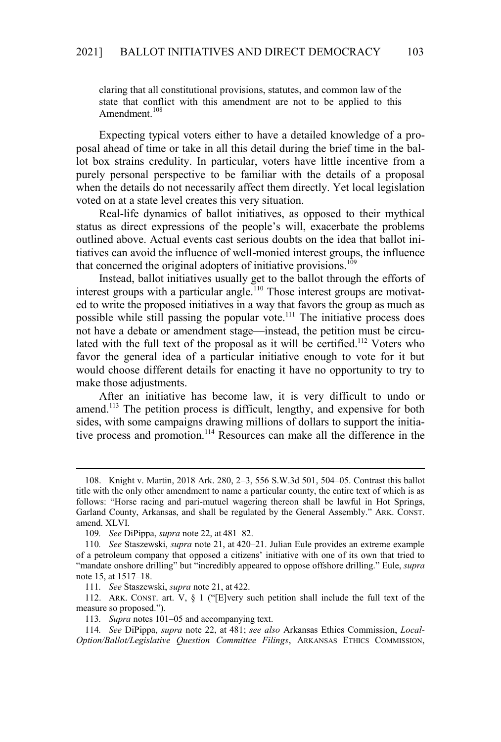claring that all constitutional provisions, statutes, and common law of the state that conflict with this amendment are not to be applied to this Amendment.[108]

Expecting typical voters either to have a detailed knowledge of a proposal ahead of time or take in all this detail during the brief time in the ballot box strains credulity. In particular, voters have little incentive from a purely personal perspective to be familiar with the details of a proposal when the details do not necessarily affect them directly. Yet local legislation voted on at a state level creates this very situation.

Real-life dynamics of ballot initiatives, as opposed to their mythical status as direct expressions of the people's will, exacerbate the problems outlined above. Actual events cast serious doubts on the idea that ballot initiatives can avoid the influence of well-monied interest groups, the influence that concerned the original adopters of initiative provisions.[109]

Instead, ballot initiatives usually get to the ballot through the efforts of interest groups with a particular angle.[110] Those interest groups are motivated to write the proposed initiatives in a way that favors the group as much as possible while still passing the popular vote.[111] The initiative process does not have a debate or amendment stage—instead, the petition must be circulated with the full text of the proposal as it will be certified.[112] Voters who favor the general idea of a particular initiative enough to vote for it but would choose different details for enacting it have no opportunity to try to make those adjustments.

After an initiative has become law, it is very difficult to undo or amend.[113] The petition process is difficult, lengthy, and expensive for both sides, with some campaigns drawing millions of dollars to support the initiative process and promotion.[114] Resources can make all the difference in the

---

108. Knight v. Martin, 2018 Ark. 280, 2–3, 556 S.W.3d 501, 504–05. Contrast this ballot title with the only other amendment to name a particular county, the entire text of which is as follows: "Horse racing and pari-mutuel wagering thereon shall be lawful in Hot Springs, Garland County, Arkansas, and shall be regulated by the General Assembly." ARK. CONST. amend. XLVI.

109. *See* DiPippa, *supra* note 22, at 481–82.

110. *See* Staszewski, *supra* note 21, at 420–21. Julian Eule provides an extreme example of a petroleum company that opposed a citizens' initiative with one of its own that tried to "mandate onshore drilling" but "incredibly appeared to oppose offshore drilling." Eule, *supra* note 15, at 1517–18.

111. *See* Staszewski, *supra* note 21, at 422.

112. ARK. CONST. art. V, § 1 ("[E]very such petition shall include the full text of the measure so proposed.").

113. *Supra* notes 101–05 and accompanying text.

114. *See* DiPippa, *supra* note 22, at 481; *see also* Arkansas Ethics Commission, *Local-Option/Ballot/Legislative Question Committee Filings*, ARKANSAS ETHICS COMMISSION,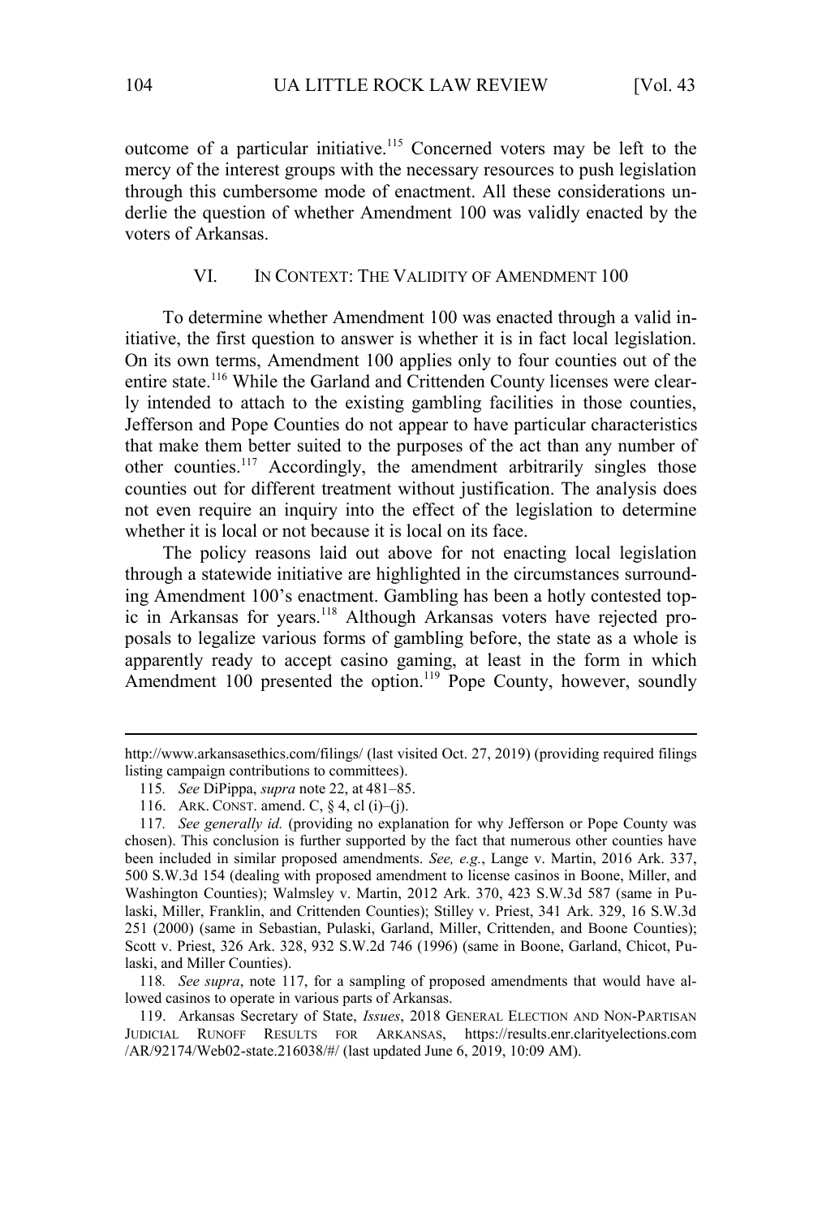outcome of a particular initiative.[115] Concerned voters may be left to the mercy of the interest groups with the necessary resources to push legislation through this cumbersome mode of enactment. All these considerations underlie the question of whether Amendment 100 was validly enacted by the voters of Arkansas.

## VI. IN CONTEXT: THE VALIDITY OF AMENDMENT 100

To determine whether Amendment 100 was enacted through a valid initiative, the first question to answer is whether it is in fact local legislation. On its own terms, Amendment 100 applies only to four counties out of the entire state.[116] While the Garland and Crittenden County licenses were clearly intended to attach to the existing gambling facilities in those counties, Jefferson and Pope Counties do not appear to have particular characteristics that make them better suited to the purposes of the act than any number of other counties.[117] Accordingly, the amendment arbitrarily singles those counties out for different treatment without justification. The analysis does not even require an inquiry into the effect of the legislation to determine whether it is local or not because it is local on its face.

The policy reasons laid out above for not enacting local legislation through a statewide initiative are highlighted in the circumstances surrounding Amendment 100's enactment. Gambling has been a hotly contested topic in Arkansas for years.[118] Although Arkansas voters have rejected proposals to legalize various forms of gambling before, the state as a whole is apparently ready to accept casino gaming, at least in the form in which Amendment 100 presented the option.[119] Pope County, however, soundly

---

http://www.arkansasethics.com/filings/ (last visited Oct. 27, 2019) (providing required filings listing campaign contributions to committees).

115. *See* DiPippa, *supra* note 22, at 481–85.

116. ARK. CONST. amend. C, § 4, cl (i)–(j).

117. *See generally id.* (providing no explanation for why Jefferson or Pope County was chosen). This conclusion is further supported by the fact that numerous other counties have been included in similar proposed amendments. *See, e.g.*, Lange v. Martin, 2016 Ark. 337, 500 S.W.3d 154 (dealing with proposed amendment to license casinos in Boone, Miller, and Washington Counties); Walmsley v. Martin, 2012 Ark. 370, 423 S.W.3d 587 (same in Pulaski, Miller, Franklin, and Crittenden Counties); Stilley v. Priest, 341 Ark. 329, 16 S.W.3d 251 (2000) (same in Sebastian, Pulaski, Garland, Miller, Crittenden, and Boone Counties); Scott v. Priest, 326 Ark. 328, 932 S.W.2d 746 (1996) (same in Boone, Garland, Chicot, Pulaski, and Miller Counties).

118. *See supra*, note 117, for a sampling of proposed amendments that would have allowed casinos to operate in various parts of Arkansas.

119. Arkansas Secretary of State, *Issues*, 2018 GENERAL ELECTION AND NON-PARTISAN JUDICIAL RUNOFF RESULTS FOR ARKANSAS, https://results.enr.clarityelections.com/AR/92174/Web02-state.216038/#/ (last updated June 6, 2019, 10:09 AM).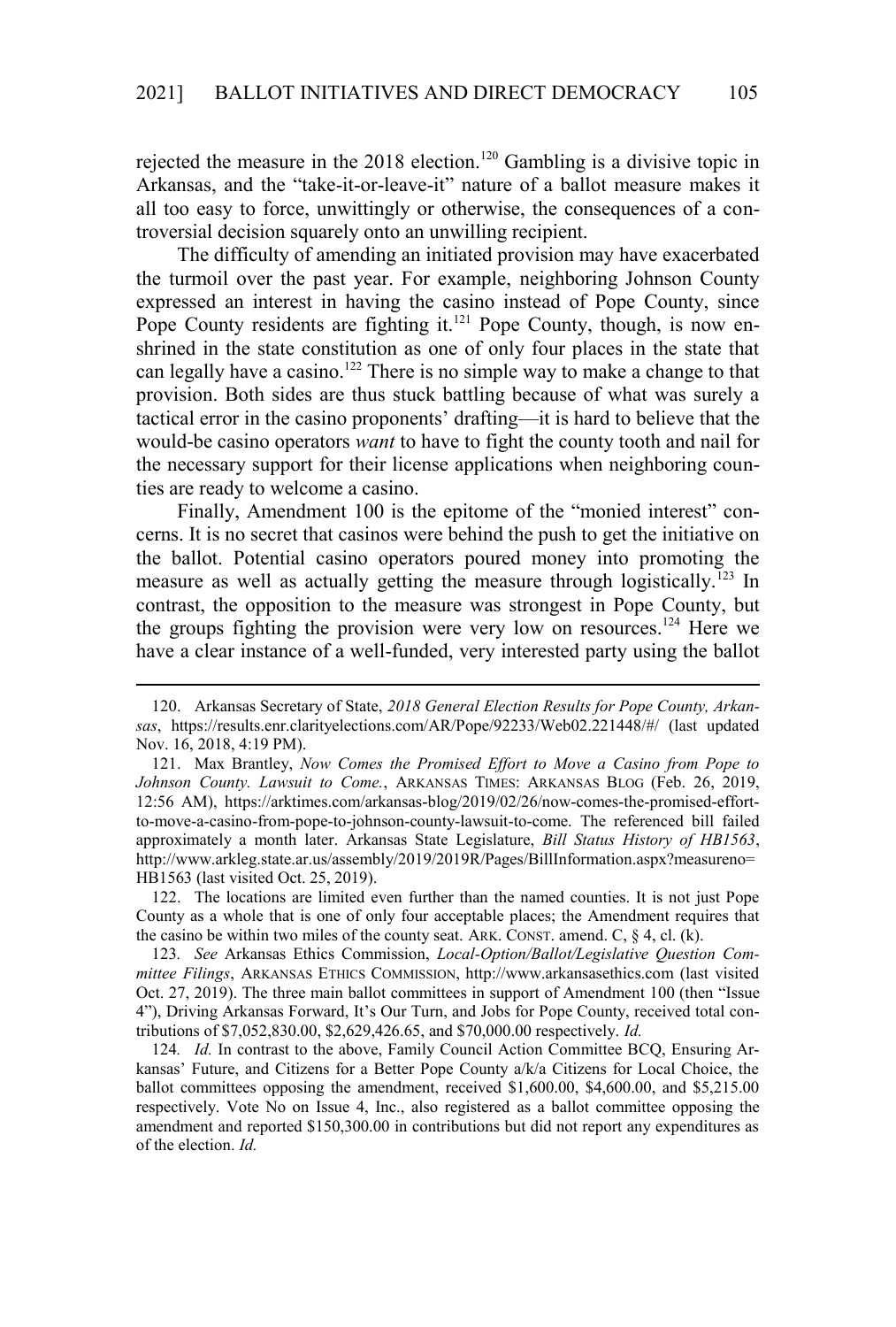rejected the measure in the 2018 election.[120] Gambling is a divisive topic in Arkansas, and the "take-it-or-leave-it" nature of a ballot measure makes it all too easy to force, unwittingly or otherwise, the consequences of a controversial decision squarely onto an unwilling recipient.

The difficulty of amending an initiated provision may have exacerbated the turmoil over the past year. For example, neighboring Johnson County expressed an interest in having the casino instead of Pope County, since Pope County residents are fighting it.[121] Pope County, though, is now enshrined in the state constitution as one of only four places in the state that can legally have a casino.[122] There is no simple way to make a change to that provision. Both sides are thus stuck battling because of what was surely a tactical error in the casino proponents' drafting—it is hard to believe that the would-be casino operators *want* to have to fight the county tooth and nail for the necessary support for their license applications when neighboring counties are ready to welcome a casino.

Finally, Amendment 100 is the epitome of the "monied interest" concerns. It is no secret that casinos were behind the push to get the initiative on the ballot. Potential casino operators poured money into promoting the measure as well as actually getting the measure through logistically.[123] In contrast, the opposition to the measure was strongest in Pope County, but the groups fighting the provision were very low on resources.[124] Here we have a clear instance of a well-funded, very interested party using the ballot

---

120. Arkansas Secretary of State, *2018 General Election Results for Pope County, Arkansas*, https://results.enr.clarityelections.com/AR/Pope/92233/Web02.221448/#/ (last updated Nov. 16, 2018, 4:19 PM).

121. Max Brantley, *Now Comes the Promised Effort to Move a Casino from Pope to Johnson County. Lawsuit to Come.*, ARKANSAS TIMES: ARKANSAS BLOG (Feb. 26, 2019, 12:56 AM), https://arktimes.com/arkansas-blog/2019/02/26/now-comes-the-promised-effort-to-move-a-casino-from-pope-to-johnson-county-lawsuit-to-come. The referenced bill failed approximately a month later. Arkansas State Legislature, *Bill Status History of HB1563*, http://www.arkleg.state.ar.us/assembly/2019/2019R/Pages/BillInformation.aspx?measureno=HB1563 (last visited Oct. 25, 2019).

122. The locations are limited even further than the named counties. It is not just Pope County as a whole that is one of only four acceptable places; the Amendment requires that the casino be within two miles of the county seat. ARK. CONST. amend. C, § 4, cl. (k).

123. *See* Arkansas Ethics Commission, *Local-Option/Ballot/Legislative Question Committee Filings*, ARKANSAS ETHICS COMMISSION, http://www.arkansasethics.com (last visited Oct. 27, 2019). The three main ballot committees in support of Amendment 100 (then "Issue 4"), Driving Arkansas Forward, It's Our Turn, and Jobs for Pope County, received total contributions of $7,052,830.00, $2,629,426.65, and $70,000.00 respectively. *Id.*

124. *Id.* In contrast to the above, Family Council Action Committee BCQ, Ensuring Arkansas' Future, and Citizens for a Better Pope County a/k/a Citizens for Local Choice, the ballot committees opposing the amendment, received $1,600.00, $4,600.00, and $5,215.00 respectively. Vote No on Issue 4, Inc., also registered as a ballot committee opposing the amendment and reported $150,300.00 in contributions but did not report any expenditures as of the election. *Id.*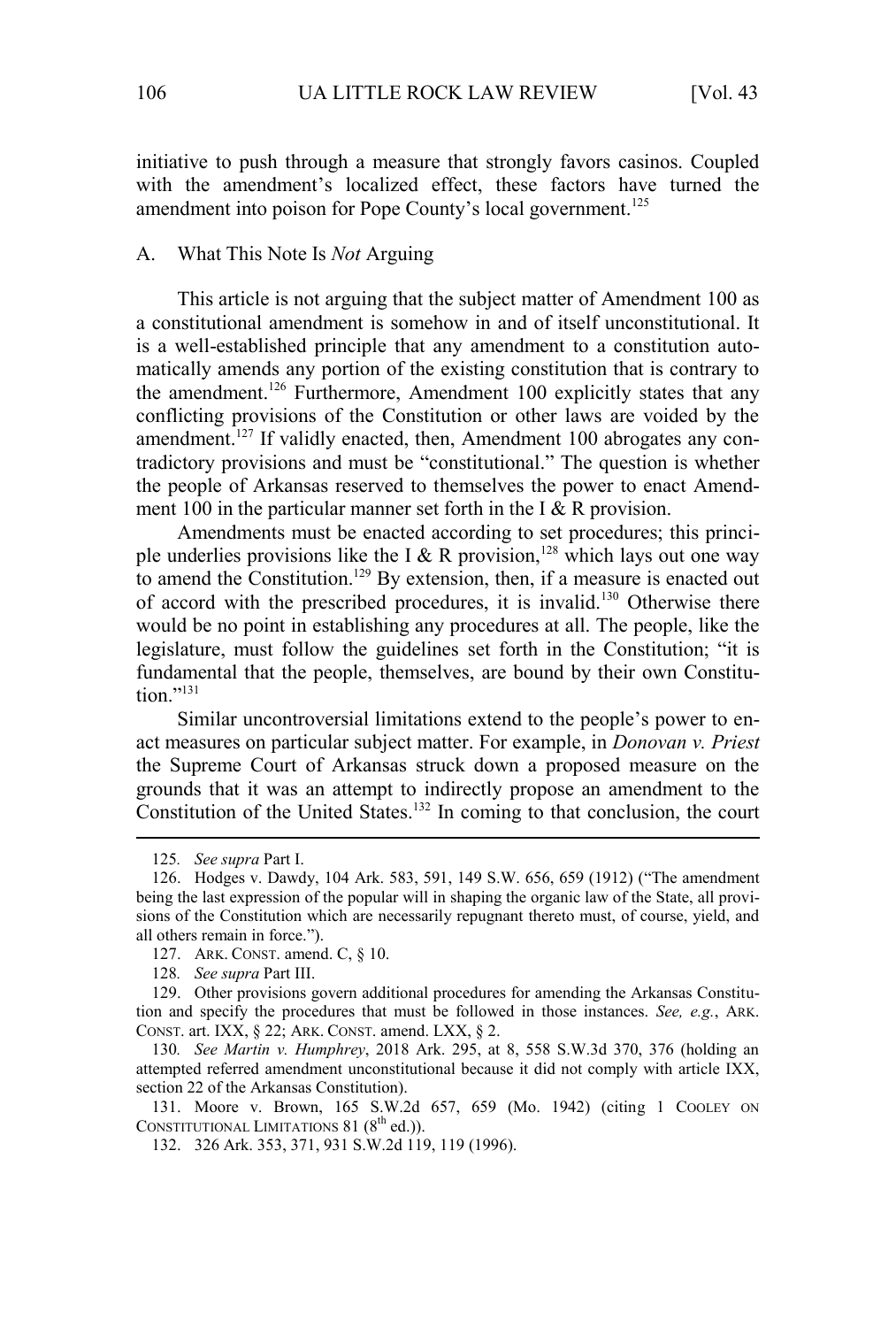initiative to push through a measure that strongly favors casinos. Coupled with the amendment's localized effect, these factors have turned the amendment into poison for Pope County's local government.[125]

## A. What This Note Is *Not* Arguing

This article is not arguing that the subject matter of Amendment 100 as a constitutional amendment is somehow in and of itself unconstitutional. It is a well-established principle that any amendment to a constitution automatically amends any portion of the existing constitution that is contrary to the amendment.[126] Furthermore, Amendment 100 explicitly states that any conflicting provisions of the Constitution or other laws are voided by the amendment.[127] If validly enacted, then, Amendment 100 abrogates any contradictory provisions and must be "constitutional." The question is whether the people of Arkansas reserved to themselves the power to enact Amendment 100 in the particular manner set forth in the I & R provision.

Amendments must be enacted according to set procedures; this principle underlies provisions like the I & R provision,[128] which lays out one way to amend the Constitution.[129] By extension, then, if a measure is enacted out of accord with the prescribed procedures, it is invalid.[130] Otherwise there would be no point in establishing any procedures at all. The people, like the legislature, must follow the guidelines set forth in the Constitution; "it is fundamental that the people, themselves, are bound by their own Constitution."[131]

Similar uncontroversial limitations extend to the people's power to enact measures on particular subject matter. For example, in *Donovan v. Priest* the Supreme Court of Arkansas struck down a proposed measure on the grounds that it was an attempt to indirectly propose an amendment to the Constitution of the United States.[132] In coming to that conclusion, the court

---

125. *See supra* Part I.

126. Hodges v. Dawdy, 104 Ark. 583, 591, 149 S.W. 656, 659 (1912) ("The amendment being the last expression of the popular will in shaping the organic law of the State, all provisions of the Constitution which are necessarily repugnant thereto must, of course, yield, and all others remain in force.").

127. ARK. CONST. amend. C, § 10.

128. *See supra* Part III.

129. Other provisions govern additional procedures for amending the Arkansas Constitution and specify the procedures that must be followed in those instances. *See, e.g.*, ARK. CONST. art. IXX, § 22; ARK. CONST. amend. LXX, § 2.

130. *See Martin v. Humphrey*, 2018 Ark. 295, at 8, 558 S.W.3d 370, 376 (holding an attempted referred amendment unconstitutional because it did not comply with article IXX, section 22 of the Arkansas Constitution).

131. Moore v. Brown, 165 S.W.2d 657, 659 (Mo. 1942) (citing 1 COOLEY ON CONSTITUTIONAL LIMITATIONS 81 (8th ed.)).

132. 326 Ark. 353, 371, 931 S.W.2d 119, 119 (1996).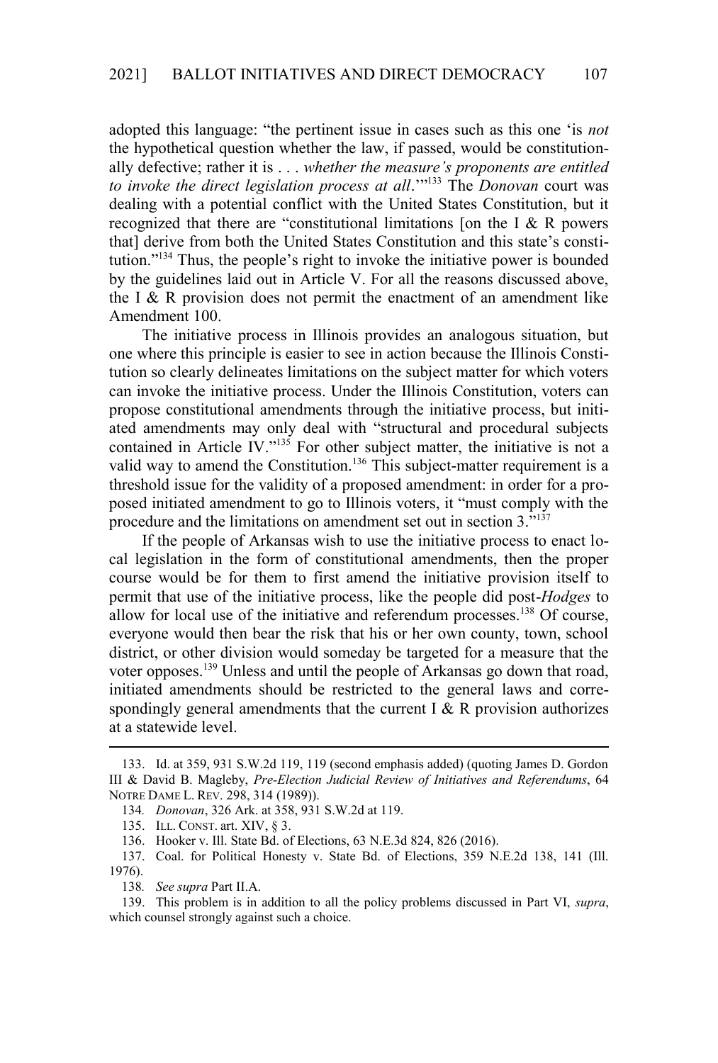adopted this language: "the pertinent issue in cases such as this one 'is *not* the hypothetical question whether the law, if passed, would be constitutionally defective; rather it is . . . *whether the measure's proponents are entitled to invoke the direct legislation process at all*.'"[133] The *Donovan* court was dealing with a potential conflict with the United States Constitution, but it recognized that there are "constitutional limitations [on the I & R powers that] derive from both the United States Constitution and this state's constitution."[134] Thus, the people's right to invoke the initiative power is bounded by the guidelines laid out in Article V. For all the reasons discussed above, the I & R provision does not permit the enactment of an amendment like Amendment 100.

The initiative process in Illinois provides an analogous situation, but one where this principle is easier to see in action because the Illinois Constitution so clearly delineates limitations on the subject matter for which voters can invoke the initiative process. Under the Illinois Constitution, voters can propose constitutional amendments through the initiative process, but initiated amendments may only deal with "structural and procedural subjects contained in Article IV."[135] For other subject matter, the initiative is not a valid way to amend the Constitution.[136] This subject-matter requirement is a threshold issue for the validity of a proposed amendment: in order for a proposed initiated amendment to go to Illinois voters, it "must comply with the procedure and the limitations on amendment set out in section 3."[137]

If the people of Arkansas wish to use the initiative process to enact local legislation in the form of constitutional amendments, then the proper course would be for them to first amend the initiative provision itself to permit that use of the initiative process, like the people did post-*Hodges* to allow for local use of the initiative and referendum processes.[138] Of course, everyone would then bear the risk that his or her own county, town, school district, or other division would someday be targeted for a measure that the voter opposes.[139] Unless and until the people of Arkansas go down that road, initiated amendments should be restricted to the general laws and correspondingly general amendments that the current I & R provision authorizes at a statewide level.

---

133. Id. at 359, 931 S.W.2d 119, 119 (second emphasis added) (quoting James D. Gordon III & David B. Magleby, *Pre-Election Judicial Review of Initiatives and Referendums*, 64 NOTRE DAME L. REV. 298, 314 (1989)).

134. *Donovan*, 326 Ark. at 358, 931 S.W.2d at 119.

135. ILL. CONST. art. XIV, § 3.

136. Hooker v. Ill. State Bd. of Elections, 63 N.E.3d 824, 826 (2016).

137. Coal. for Political Honesty v. State Bd. of Elections, 359 N.E.2d 138, 141 (Ill. 1976).

138. *See supra* Part II.A.

139. This problem is in addition to all the policy problems discussed in Part VI, *supra*, which counsel strongly against such a choice.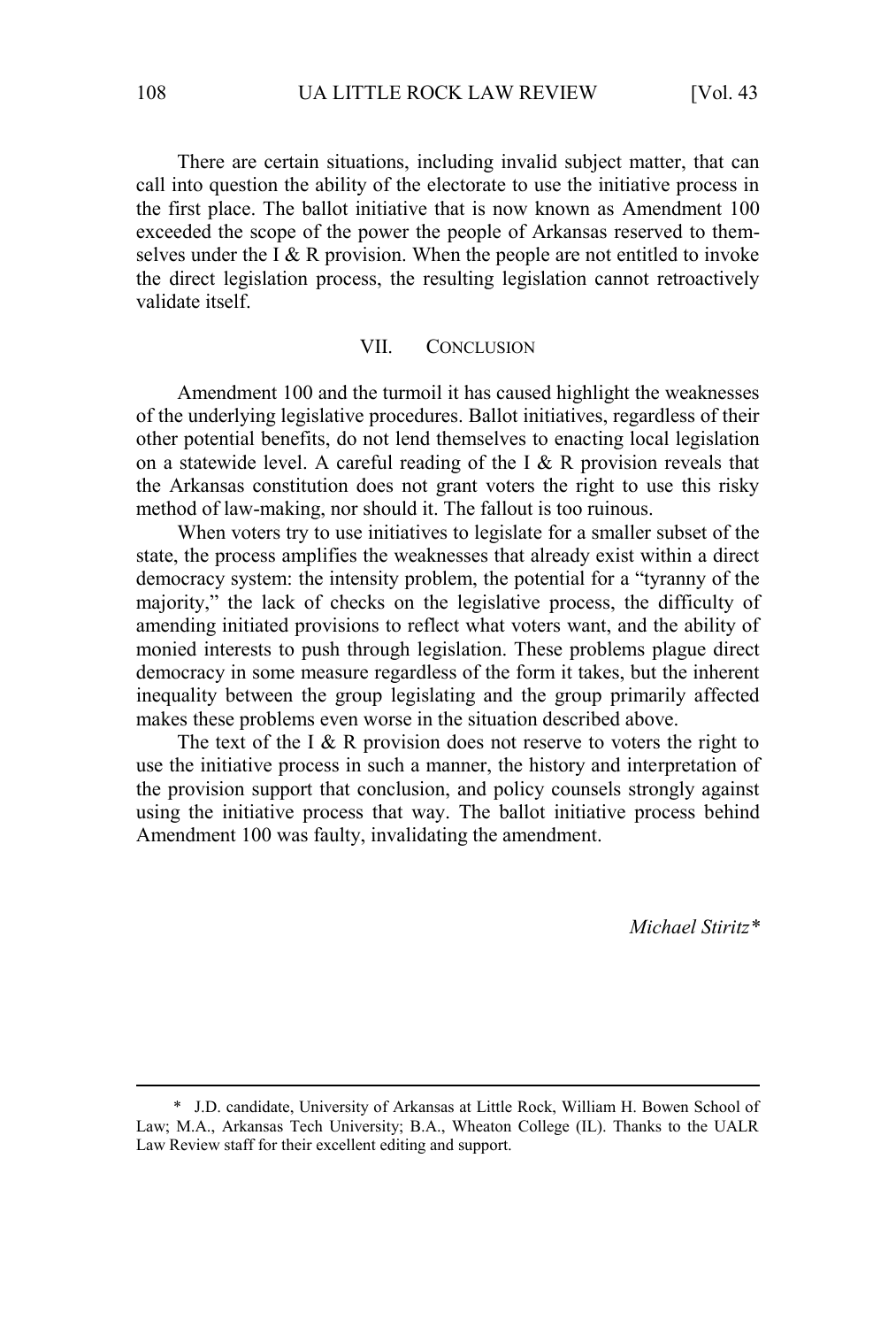There are certain situations, including invalid subject matter, that can call into question the ability of the electorate to use the initiative process in the first place. The ballot initiative that is now known as Amendment 100 exceeded the scope of the power the people of Arkansas reserved to themselves under the I & R provision. When the people are not entitled to invoke the direct legislation process, the resulting legislation cannot retroactively validate itself.

## VII. CONCLUSION

Amendment 100 and the turmoil it has caused highlight the weaknesses of the underlying legislative procedures. Ballot initiatives, regardless of their other potential benefits, do not lend themselves to enacting local legislation on a statewide level. A careful reading of the I & R provision reveals that the Arkansas constitution does not grant voters the right to use this risky method of law-making, nor should it. The fallout is too ruinous.

When voters try to use initiatives to legislate for a smaller subset of the state, the process amplifies the weaknesses that already exist within a direct democracy system: the intensity problem, the potential for a "tyranny of the majority," the lack of checks on the legislative process, the difficulty of amending initiated provisions to reflect what voters want, and the ability of monied interests to push through legislation. These problems plague direct democracy in some measure regardless of the form it takes, but the inherent inequality between the group legislating and the group primarily affected makes these problems even worse in the situation described above.

The text of the I & R provision does not reserve to voters the right to use the initiative process in such a manner, the history and interpretation of the provision support that conclusion, and policy counsels strongly against using the initiative process that way. The ballot initiative process behind Amendment 100 was faulty, invalidating the amendment.

*Michael Stiritz\**

---

\* J.D. candidate, University of Arkansas at Little Rock, William H. Bowen School of Law; M.A., Arkansas Tech University; B.A., Wheaton College (IL). Thanks to the UALR Law Review staff for their excellent editing and support.